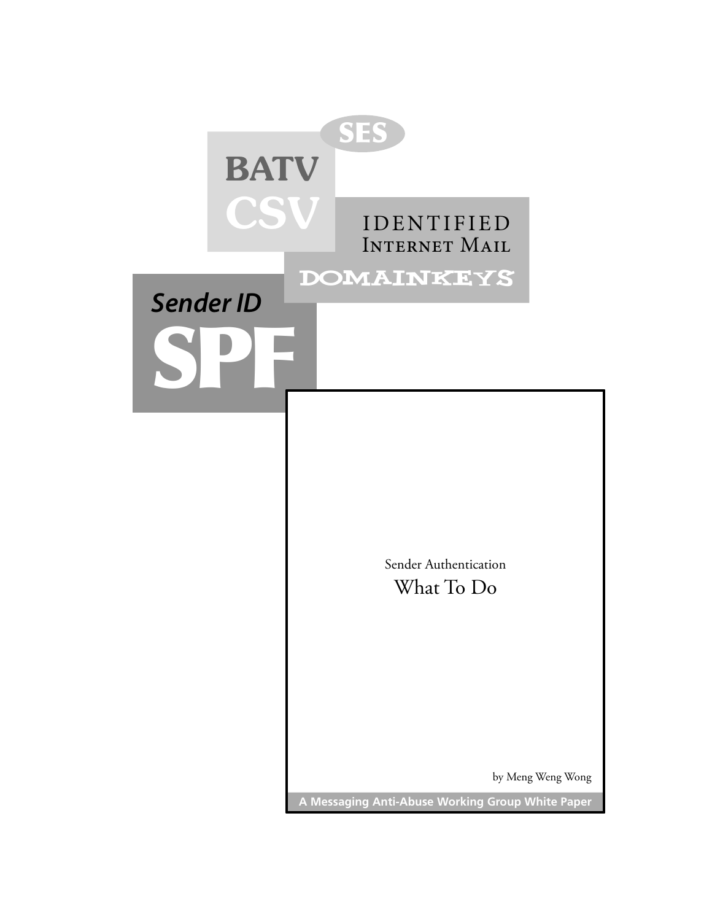SES

BATV

CSV

IDENTIFIED
INTERNET MAIL

DOMAINKEYS

*Sender ID*

**SPF**

Sender Authentication

# What To Do

by Meng Weng Wong

**A Messaging Anti-Abuse Working Group White Paper**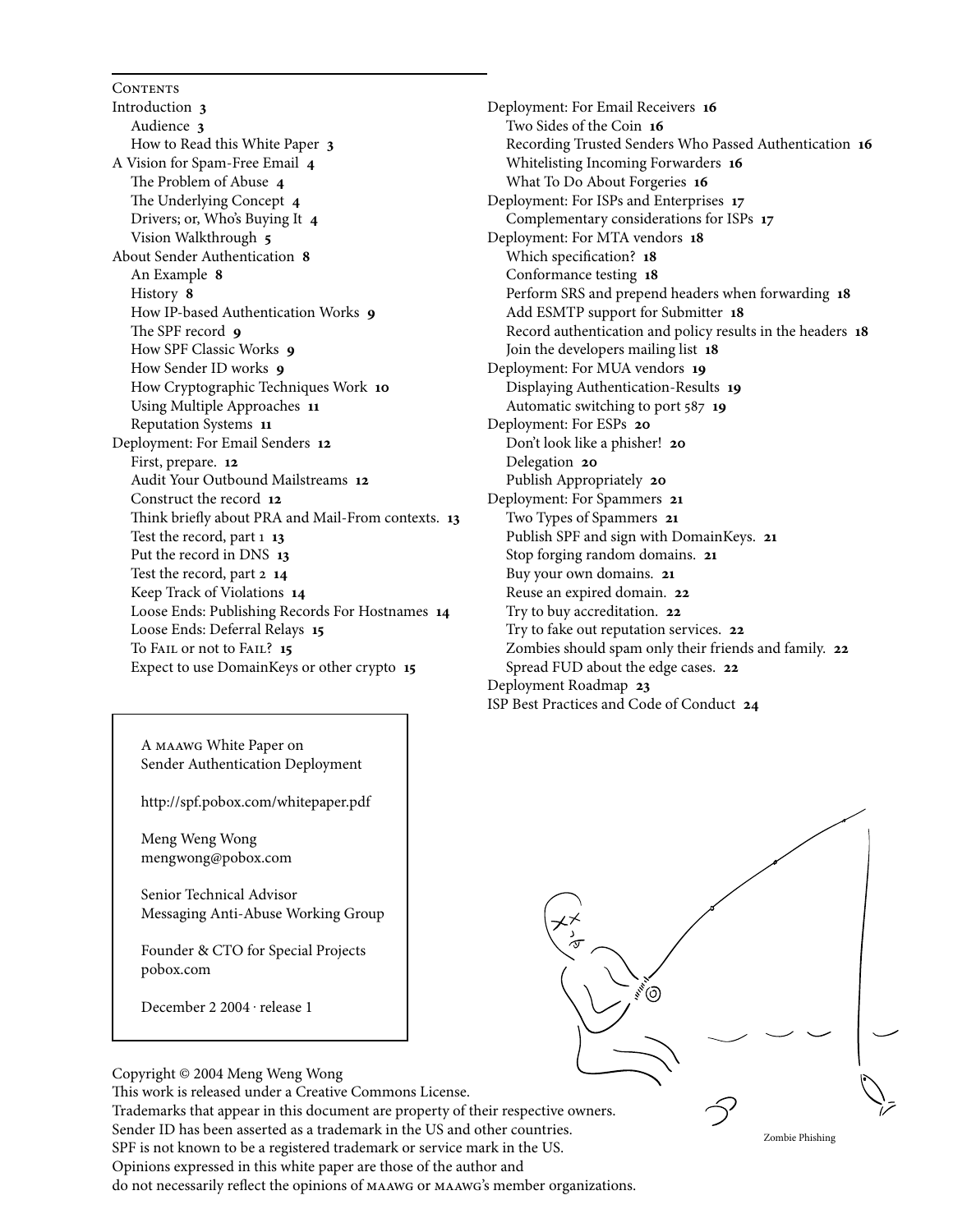## Contents

- Introduction **3**
  - Audience **3**
  - How to Read this White Paper **3**
- A Vision for Spam-Free Email **4**
  - The Problem of Abuse **4**
  - The Underlying Concept **4**
  - Drivers; or, Who's Buying It **4**
  - Vision Walkthrough **5**
- About Sender Authentication **8**
  - An Example **8**
  - History **8**
  - How IP-based Authentication Works **9**
  - The SPF record **9**
  - How SPF Classic Works **9**
  - How Sender ID works **9**
  - How Cryptographic Techniques Work **10**
  - Using Multiple Approaches **11**
  - Reputation Systems **11**
- Deployment: For Email Senders **12**
  - First, prepare. **12**
  - Audit Your Outbound Mailstreams **12**
  - Construct the record **12**
  - Think briefly about PRA and Mail-From contexts. **13**
  - Test the record, part 1 **13**
  - Put the record in DNS **13**
  - Test the record, part 2 **14**
  - Keep Track of Violations **14**
  - Loose Ends: Publishing Records For Hostnames **14**
  - Loose Ends: Deferral Relays **15**
  - To Fail or not to Fail? **15**
  - Expect to use DomainKeys or other crypto **15**
- Deployment: For Email Receivers **16**
  - Two Sides of the Coin **16**
  - Recording Trusted Senders Who Passed Authentication **16**
  - Whitelisting Incoming Forwarders **16**
  - What To Do About Forgeries **16**
- Deployment: For ISPs and Enterprises **17**
  - Complementary considerations for ISPs **17**
- Deployment: For MTA vendors **18**
  - Which specification? **18**
  - Conformance testing **18**
  - Perform SRS and prepend headers when forwarding **18**
  - Add ESMTP support for Submitter **18**
  - Record authentication and policy results in the headers **18**
  - Join the developers mailing list **18**
- Deployment: For MUA vendors **19**
  - Displaying Authentication-Results **19**
  - Automatic switching to port 587 **19**
- Deployment: For ESPs **20**
  - Don't look like a phisher! **20**
  - Delegation **20**
  - Publish Appropriately **20**
- Deployment: For Spammers **21**
  - Two Types of Spammers **21**
  - Publish SPF and sign with DomainKeys. **21**
  - Stop forging random domains. **21**
  - Buy your own domains. **21**
  - Reuse an expired domain. **22**
  - Try to buy accreditation. **22**
  - Try to fake out reputation services. **22**
  - Zombies should spam only their friends and family. **22**
  - Spread FUD about the edge cases. **22**
- Deployment Roadmap **23**
- ISP Best Practices and Code of Conduct **24**

---

A MAAWG White Paper on
Sender Authentication Deployment

http://spf.pobox.com/whitepaper.pdf

Meng Weng Wong
mengwong@pobox.com

Senior Technical Advisor
Messaging Anti-Abuse Working Group

Founder & CTO for Special Projects
pobox.com

December 2 2004 · release 1

---

Zombie Phishing

Copyright © 2004 Meng Weng Wong
This work is released under a Creative Commons License.
Trademarks that appear in this document are property of their respective owners.
Sender ID has been asserted as a trademark in the US and other countries.
SPF is not known to be a registered trademark or service mark in the US.
Opinions expressed in this white paper are those of the author and
do not necessarily reflect the opinions of MAAWG or MAAWG's member organizations.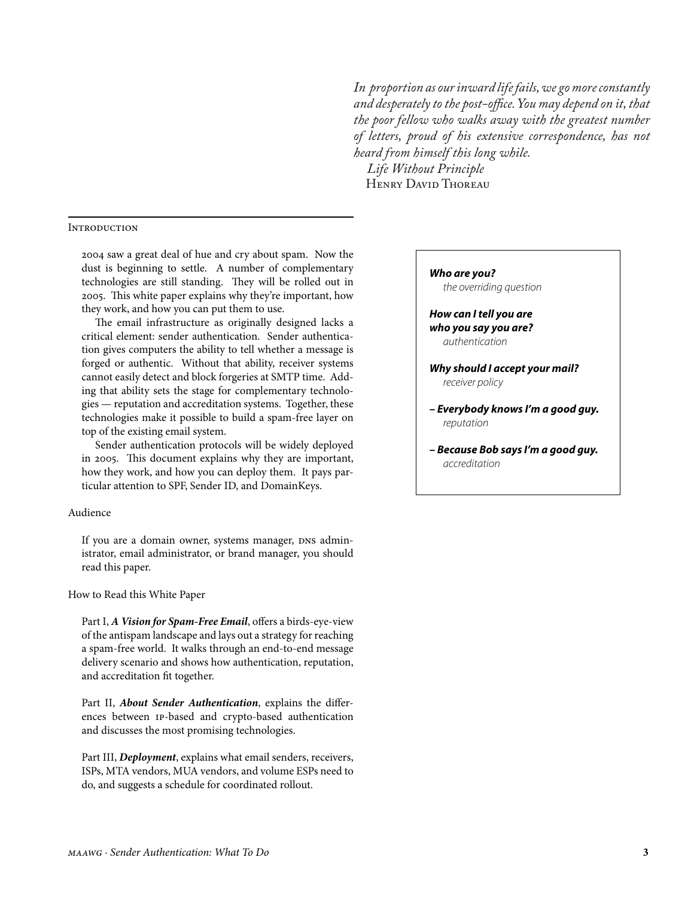*In proportion as our inward life fails, we go more constantly and desperately to the post-office. You may depend on it, that the poor fellow who walks away with the greatest number of letters, proud of his extensive correspondence, has not heard from himself this long while.*
*Life Without Principle*
Henry David Thoreau

## Introduction

2004 saw a great deal of hue and cry about spam. Now the dust is beginning to settle. A number of complementary technologies are still standing. They will be rolled out in 2005. This white paper explains why they're important, how they work, and how you can put them to use.

The email infrastructure as originally designed lacks a critical element: sender authentication. Sender authentication gives computers the ability to tell whether a message is forged or authentic. Without that ability, receiver systems cannot easily detect and block forgeries at SMTP time. Adding that ability sets the stage for complementary technologies — reputation and accreditation systems. Together, these technologies make it possible to build a spam-free layer on top of the existing email system.

Sender authentication protocols will be widely deployed in 2005. This document explains why they are important, how they work, and how you can deploy them. It pays particular attention to SPF, Sender ID, and DomainKeys.

> ***Who are you?***
> *the overriding question*
>
> ***How can I tell you are who you say you are?***
> *authentication*
>
> ***Why should I accept your mail?***
> *receiver policy*
>
> ***– Everybody knows I'm a good guy.***
> *reputation*
>
> ***– Because Bob says I'm a good guy.***
> *accreditation*

### Audience

If you are a domain owner, systems manager, DNS administrator, email administrator, or brand manager, you should read this paper.

### How to Read this White Paper

Part I, ***A Vision for Spam-Free Email***, offers a birds-eye-view of the antispam landscape and lays out a strategy for reaching a spam-free world. It walks through an end-to-end message delivery scenario and shows how authentication, reputation, and accreditation fit together.

Part II, ***About Sender Authentication***, explains the differences between IP-based and crypto-based authentication and discusses the most promising technologies.

Part III, ***Deployment***, explains what email senders, receivers, ISPs, MTA vendors, MUA vendors, and volume ESPs need to do, and suggests a schedule for coordinated rollout.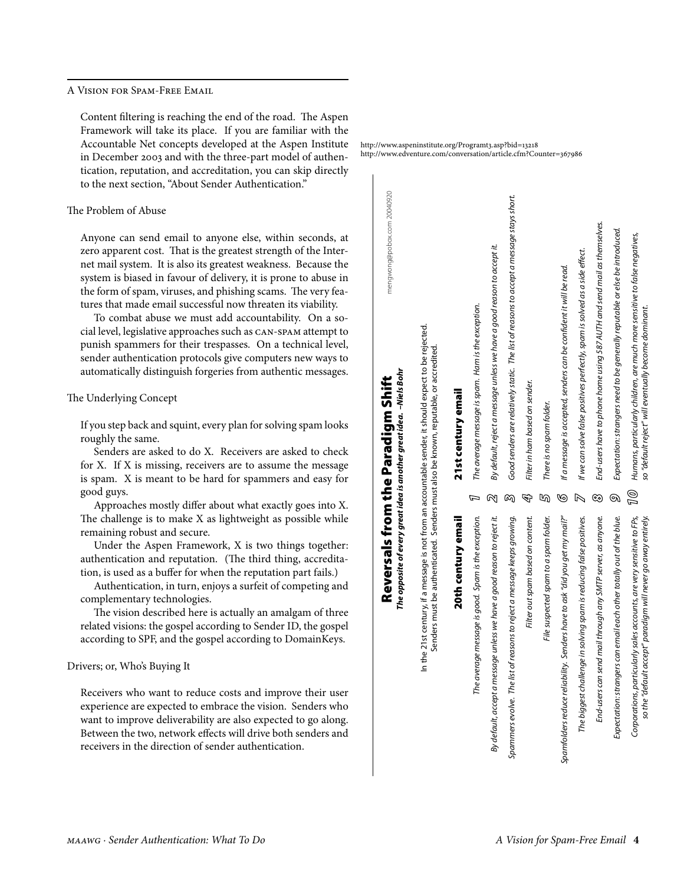# A Vision for Spam-Free Email

Content filtering is reaching the end of the road. The Aspen Framework will take its place. If you are familiar with the Accountable Net concepts developed at the Aspen Institute in December 2003 and with the three-part model of authentication, reputation, and accreditation, you can skip directly to the next section, "About Sender Authentication."

http://www.aspeninstitute.org/Programt3.asp?bid=13218
http://www.edventure.com/conversation/article.cfm?Counter=367986

## The Problem of Abuse

Anyone can send email to anyone else, within seconds, at zero apparent cost. That is the greatest strength of the Internet mail system. It is also its greatest weakness. Because the system is biased in favour of delivery, it is prone to abuse in the form of spam, viruses, and phishing scams. The very features that made email successful now threaten its viability.

To combat abuse we must add accountability. On a social level, legislative approaches such as CAN-SPAM attempt to punish spammers for their trespasses. On a technical level, sender authentication protocols give computers new ways to automatically distinguish forgeries from authentic messages.

## The Underlying Concept

If you step back and squint, every plan for solving spam looks roughly the same.

Senders are asked to do X. Receivers are asked to check for X. If X is missing, receivers are to assume the message is spam. X is meant to be hard for spammers and easy for good guys.

Approaches mostly differ about what exactly goes into X. The challenge is to make X as lightweight as possible while remaining robust and secure.

Under the Aspen Framework, X is two things together: authentication and reputation. (The third thing, accreditation, is used as a buffer for when the reputation part fails.)

Authentication, in turn, enjoys a surfeit of competing and complementary technologies.

The vision described here is actually an amalgam of three related visions: the gospel according to Sender ID, the gospel according to SPF, and the gospel according to DomainKeys.

## Drivers; or, Who's Buying It

Receivers who want to reduce costs and improve their user experience are expected to embrace the vision. Senders who want to improve deliverability are also expected to go along. Between the two, network effects will drive both senders and receivers in the direction of sender authentication.

**Reversals from the Paradigm Shift**

***The opposite of every great idea is another great idea. –Niels Bohr***

mengwong@pobox.com 20040920

In the 21st century, if a message is not from an accountable sender, it should expect to be rejected. Senders must be authenticated. Senders must also be known, reputable, or accredited.

| 20th century email | # | 21st century email |
|---|---|---|
| *The average message is good. Spam is the exception.* | 1 | *The average message is spam. Ham is the exception.* |
| *By default, accept a message unless we have a good reason to reject it.* | 2 | *By default, reject a message unless we have a good reason to accept it.* |
| *Spammers evolve. The list of reasons to reject a message keeps growing.* | 3 | *Good senders are relatively static. The list of reasons to accept a message stays short.* |
| *Filter out spam based on content.* | 4 | *Filter in ham based on sender.* |
| *File suspected spam to a spam folder.* | 5 | *There is no spam folder.* |
| *Spamfolders reduce reliability. Senders have to ask "did you get my mail?"* | 6 | *If a message is accepted, senders can be confident it will be read.* |
| *The biggest challenge in solving spam is reducing false positives.* | 7 | *If we can solve false positives perfectly, spam is solved as a side effect.* |
| *End-users can send mail through any SMTP server, as anyone.* | 8 | *End-users have to phone home using 587 AUTH and send mail as themselves.* |
| *Expectation: strangers can email each other totally out of the blue.* | 9 | *Expectation: strangers need to be generally reputable or else be introduced.* |
| *Corporations, particularly sales accounts, are very sensitive to FPs, so the "default accept" paradigm will never go away entirely.* | 10 | *Humans, particularly children, are much more sensitive to false negatives, so "default reject" will eventually become dominant.* |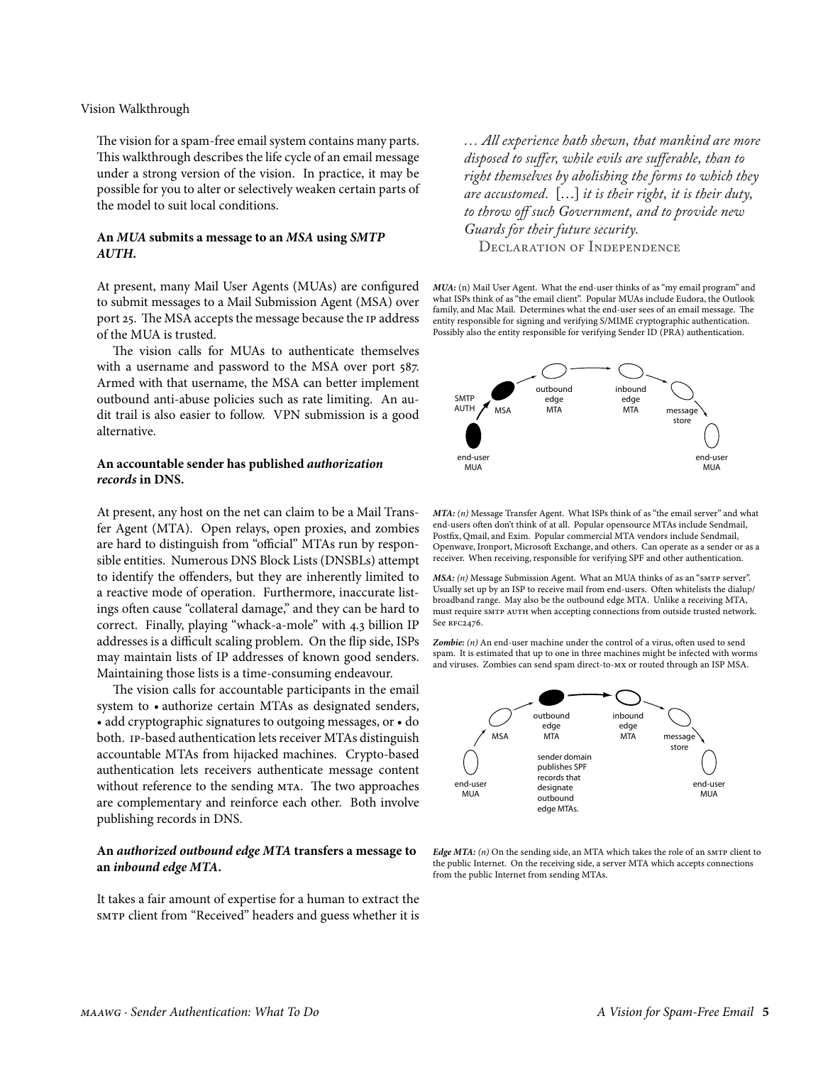Vision Walkthrough

The vision for a spam-free email system contains many parts. This walkthrough describes the life cycle of an email message under a strong version of the vision. In practice, it may be possible for you to alter or selectively weaken certain parts of the model to suit local conditions.

*… All experience hath shewn, that mankind are more disposed to suffer, while evils are sufferable, than to right themselves by abolishing the forms to which they are accustomed. […] it is their right, it is their duty, to throw off such Government, and to provide new Guards for their future security.*
Declaration of Independence

**An *MUA* submits a message to an *MSA* using *SMTP AUTH*.**

At present, many Mail User Agents (MUAs) are configured to submit messages to a Mail Submission Agent (MSA) over port 25. The MSA accepts the message because the IP address of the MUA is trusted.

The vision calls for MUAs to authenticate themselves with a username and password to the MSA over port 587. Armed with that username, the MSA can better implement outbound anti-abuse policies such as rate limiting. An audit trail is also easier to follow. VPN submission is a good alternative.

***MUA:*** (n) Mail User Agent. What the end-user thinks of as "my email program" and what ISPs think of as "the email client". Popular MUAs include Eudora, the Outlook family, and Mac Mail. Determines what the end-user sees of an email message. The entity responsible for signing and verifying S/MIME cryptographic authentication. Possibly also the entity responsible for verifying Sender ID (PRA) authentication.

**An accountable sender has published *authorization records* in DNS.**

At present, any host on the net can claim to be a Mail Transfer Agent (MTA). Open relays, open proxies, and zombies are hard to distinguish from "official" MTAs run by responsible entities. Numerous DNS Block Lists (DNSBLs) attempt to identify the offenders, but they are inherently limited to a reactive mode of operation. Furthermore, inaccurate listings often cause "collateral damage," and they can be hard to correct. Finally, playing "whack-a-mole" with 4.3 billion IP addresses is a difficult scaling problem. On the flip side, ISPs may maintain lists of IP addresses of known good senders. Maintaining those lists is a time-consuming endeavour.

The vision calls for accountable participants in the email system to • authorize certain MTAs as designated senders, • add cryptographic signatures to outgoing messages, or • do both. IP-based authentication lets receiver MTAs distinguish accountable MTAs from hijacked machines. Crypto-based authentication lets receivers authenticate message content without reference to the sending MTA. The two approaches are complementary and reinforce each other. Both involve publishing records in DNS.

***MTA:*** *(n)* Message Transfer Agent. What ISPs think of as "the email server" and what end-users often don't think of at all. Popular opensource MTAs include Sendmail, Postfix, Qmail, and Exim. Popular commercial MTA vendors include Sendmail, Openwave, Ironport, Microsoft Exchange, and others. Can operate as a sender or as a receiver. When receiving, responsible for verifying SPF and other authentication.

***MSA:*** *(n)* Message Submission Agent. What an MUA thinks of as an "SMTP server". Usually set up by an ISP to receive mail from end-users. Often whitelists the dialup/broadband range. May also be the outbound edge MTA. Unlike a receiving MTA, must require SMTP AUTH when accepting connections from outside trusted network. See RFC2476.

***Zombie:*** *(n)* An end-user machine under the control of a virus, often used to send spam. It is estimated that up to one in three machines might be infected with worms and viruses. Zombies can send spam direct-to-MX or routed through an ISP MSA.

**An *authorized outbound edge MTA* transfers a message to an *inbound edge MTA*.**

It takes a fair amount of expertise for a human to extract the SMTP client from "Received" headers and guess whether it is

***Edge MTA:*** *(n)* On the sending side, an MTA which takes the role of an SMTP client to the public Internet. On the receiving side, a server MTA which accepts connections from the public Internet from sending MTAs.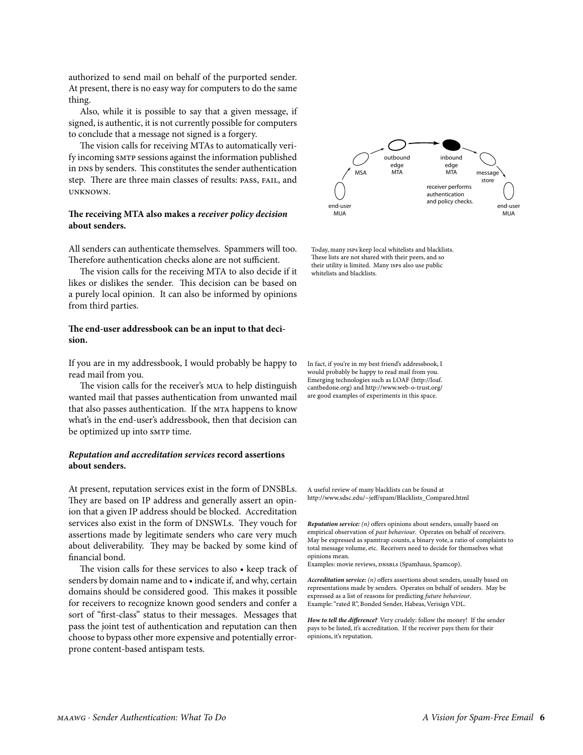authorized to send mail on behalf of the purported sender. At present, there is no easy way for computers to do the same thing.

Also, while it is possible to say that a given message, if signed, is authentic, it is not currently possible for computers to conclude that a message not signed is a forgery.

The vision calls for receiving MTAs to automatically verify incoming SMTP sessions against the information published in DNS by senders. This constitutes the sender authentication step. There are three main classes of results: PASS, FAIL, and UNKNOWN.

end-user MUA → MSA → outbound edge MTA → inbound edge MTA → message store → end-user MUA

receiver performs authentication and policy checks.

### The receiving MTA also makes a *receiver policy decision* about senders.

All senders can authenticate themselves. Spammers will too. Therefore authentication checks alone are not sufficient.

The vision calls for the receiving MTA to also decide if it likes or dislikes the sender. This decision can be based on a purely local opinion. It can also be informed by opinions from third parties.

Today, many ISPs keep local whitelists and blacklists. These lists are not shared with their peers, and so their utility is limited. Many ISPs also use public whitelists and blacklists.

### The end-user addressbook can be an input to that decision.

If you are in my addressbook, I would probably be happy to read mail from you.

The vision calls for the receiver's MUA to help distinguish wanted mail that passes authentication from unwanted mail that also passes authentication. If the MTA happens to know what's in the end-user's addressbook, then that decision can be optimized up into SMTP time.

In fact, if you're in my best friend's addressbook, I would probably be happy to read mail from you. Emerging technologies such as LOAF (http://loaf.cantbedone.org) and http://www.web-o-trust.org/ are good examples of experiments in this space.

### *Reputation and accreditation services* record assertions about senders.

At present, reputation services exist in the form of DNSBLs. They are based on IP address and generally assert an opinion that a given IP address should be blocked. Accreditation services also exist in the form of DNSWLs. They vouch for assertions made by legitimate senders who care very much about deliverability. They may be backed by some kind of financial bond.

The vision calls for these services to also • keep track of senders by domain name and to • indicate if, and why, certain domains should be considered good. This makes it possible for receivers to recognize known good senders and confer a sort of "first-class" status to their messages. Messages that pass the joint test of authentication and reputation can then choose to bypass other more expensive and potentially error-prone content-based antispam tests.

A useful review of many blacklists can be found at http://www.sdsc.edu/~jeff/spam/Blacklists_Compared.html

***Reputation service:*** *(n)* offers opinions about senders, usually based on empirical observation of *past behaviour*. Operates on behalf of receivers. May be expressed as spamtrap counts, a binary vote, a ratio of complaints to total message volume, etc. Receivers need to decide for themselves what opinions mean.
Examples: movie reviews, DNSBLs (Spamhaus, Spamcop).

***Accreditation service:*** *(n)* offers assertions about senders, usually based on representations made by senders. Operates on behalf of senders. May be expressed as a list of reasons for predicting *future behaviour*.
Example: "rated R", Bonded Sender, Habeas, Verisign VDL.

***How to tell the difference?*** Very crudely: follow the money! If the sender pays to be listed, it's accreditation. If the receiver pays them for their opinions, it's reputation.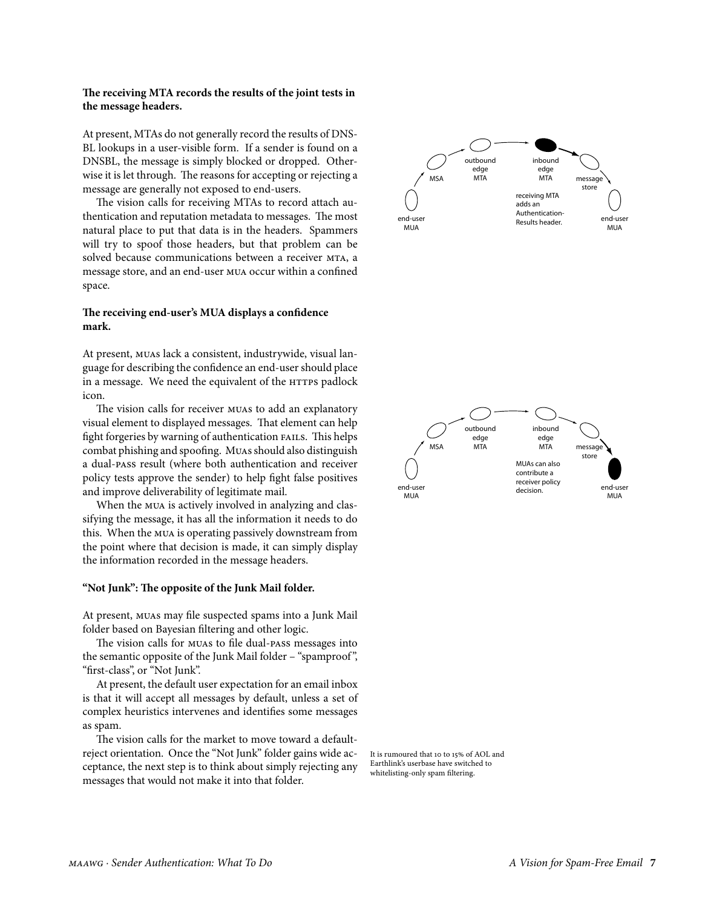### The receiving MTA records the results of the joint tests in the message headers.

At present, MTAs do not generally record the results of DNSBL lookups in a user-visible form. If a sender is found on a DNSBL, the message is simply blocked or dropped. Otherwise it is let through. The reasons for accepting or rejecting a message are generally not exposed to end-users.

The vision calls for receiving MTAs to record attach authentication and reputation metadata to messages. The most natural place to put that data is in the headers. Spammers will try to spoof those headers, but that problem can be solved because communications between a receiver MTA, a message store, and an end-user MUA occur within a confined space.

end-user MUA → MSA → outbound edge MTA → inbound edge MTA → message store → end-user MUA

receiving MTA adds an Authentication-Results header.

### The receiving end-user's MUA displays a confidence mark.

At present, MUAs lack a consistent, industrywide, visual language for describing the confidence an end-user should place in a message. We need the equivalent of the HTTPS padlock icon.

The vision calls for receiver MUAs to add an explanatory visual element to displayed messages. That element can help fight forgeries by warning of authentication FAILS. This helps combat phishing and spoofing. MUAs should also distinguish a dual-PASS result (where both authentication and receiver policy tests approve the sender) to help fight false positives and improve deliverability of legitimate mail.

When the MUA is actively involved in analyzing and classifying the message, it has all the information it needs to do this. When the MUA is operating passively downstream from the point where that decision is made, it can simply display the information recorded in the message headers.

end-user MUA → MSA → outbound edge MTA → inbound edge MTA → message store → end-user MUA

MUAs can also contribute a receiver policy decision.

### "Not Junk": The opposite of the Junk Mail folder.

At present, MUAs may file suspected spams into a Junk Mail folder based on Bayesian filtering and other logic.

The vision calls for MUAs to file dual-PASS messages into the semantic opposite of the Junk Mail folder – "spamproof", "first-class", or "Not Junk".

At present, the default user expectation for an email inbox is that it will accept all messages by default, unless a set of complex heuristics intervenes and identifies some messages as spam.

The vision calls for the market to move toward a default-reject orientation. Once the "Not Junk" folder gains wide acceptance, the next step is to think about simply rejecting any messages that would not make it into that folder.

It is rumoured that 10 to 15% of AOL and Earthlink's userbase have switched to whitelisting-only spam filtering.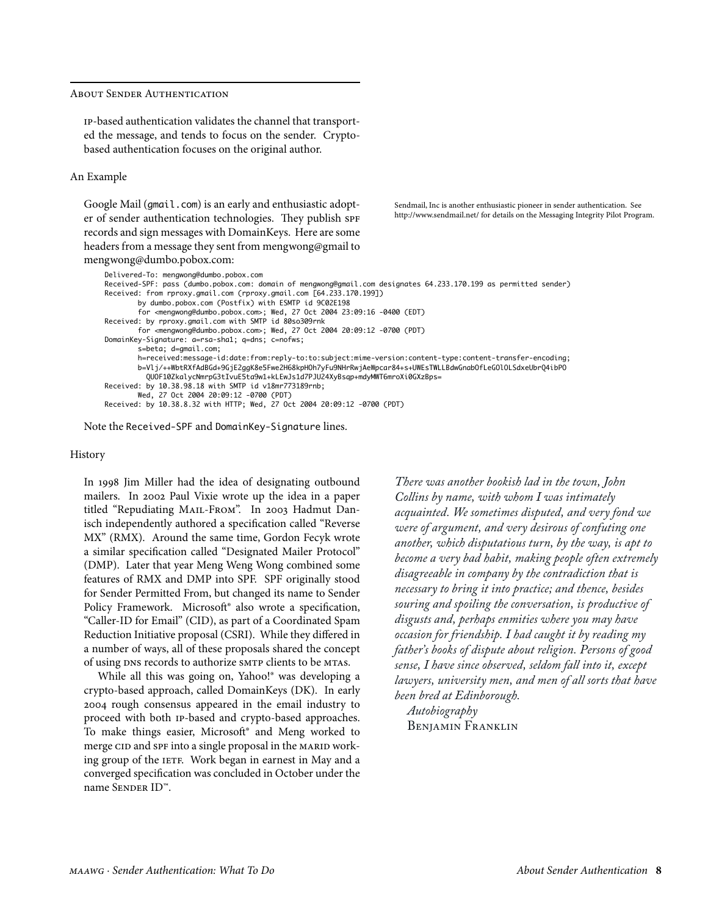## About Sender Authentication

IP-based authentication validates the channel that transported the message, and tends to focus on the sender. Crypto-based authentication focuses on the original author.

### An Example

Google Mail (`gmail.com`) is an early and enthusiastic adopter of sender authentication technologies. They publish SPF records and sign messages with DomainKeys. Here are some headers from a message they sent from mengwong@gmail to mengwong@dumbo.pobox.com:

Sendmail, Inc is another enthusiastic pioneer in sender authentication. See http://www.sendmail.net/ for details on the Messaging Integrity Pilot Program.

```
Delivered-To: mengwong@dumbo.pobox.com
Received-SPF: pass (dumbo.pobox.com: domain of mengwong@gmail.com designates 64.233.170.199 as permitted sender)
Received: from rproxy.gmail.com (rproxy.gmail.com [64.233.170.199])
        by dumbo.pobox.com (Postfix) with ESMTP id 9C02E198
        for <mengwong@dumbo.pobox.com>; Wed, 27 Oct 2004 23:09:16 -0400 (EDT)
Received: by rproxy.gmail.com with SMTP id 80so309rnk
        for <mengwong@dumbo.pobox.com>; Wed, 27 Oct 2004 20:09:12 -0700 (PDT)
DomainKey-Signature: a=rsa-sha1; q=dns; c=nofws;
        s=beta; d=gmail.com;
        h=received:message-id:date:from:reply-to:to:subject:mime-version:content-type:content-transfer-encoding;
        b=Vlj/++WbtRXfAdBGd+9GjE2ggK8e5Fwe2H68kpHOh7yFu9NHrRwjAeWpcar84+s+UWEsTWLLBdwGnabOfLeGOlOLSdxeUbrQ4ibPO
          QUOF10ZkalycNmrpG3tIvuE5ta9w1+kLEwJs1d7PJUZ4XyBsqp+mdyMWT6mroXi0GXzBps=
Received: by 10.38.98.18 with SMTP id v18mr773189rnb;
        Wed, 27 Oct 2004 20:09:12 -0700 (PDT)
Received: by 10.38.8.32 with HTTP; Wed, 27 Oct 2004 20:09:12 -0700 (PDT)
```

Note the `Received-SPF` and `DomainKey-Signature` lines.

### History

In 1998 Jim Miller had the idea of designating outbound mailers. In 2002 Paul Vixie wrote up the idea in a paper titled "Repudiating MAIL-FROM". In 2003 Hadmut Danisch independently authored a specification called "Reverse MX" (RMX). Around the same time, Gordon Fecyk wrote a similar specification called "Designated Mailer Protocol" (DMP). Later that year Meng Weng Wong combined some features of RMX and DMP into SPF. SPF originally stood for Sender Permitted From, but changed its name to Sender Policy Framework. Microsoft® also wrote a specification, "Caller-ID for Email" (CID), as part of a Coordinated Spam Reduction Initiative proposal (CSRI). While they differed in a number of ways, all of these proposals shared the concept of using DNS records to authorize SMTP clients to be MTAs.

While all this was going on, Yahoo!® was developing a crypto-based approach, called DomainKeys (DK). In early 2004 rough consensus appeared in the email industry to proceed with both IP-based and crypto-based approaches. To make things easier, Microsoft® and Meng worked to merge CID and SPF into a single proposal in the MARID working group of the IETF. Work began in earnest in May and a converged specification was concluded in October under the name SENDER ID™.

*There was another bookish lad in the town, John Collins by name, with whom I was intimately acquainted. We sometimes disputed, and very fond we were of argument, and very desirous of confuting one another, which disputatious turn, by the way, is apt to become a very bad habit, making people often extremely disagreeable in company by the contradiction that is necessary to bring it into practice; and thence, besides souring and spoiling the conversation, is productive of disgusts and, perhaps enmities where you may have occasion for friendship. I had caught it by reading my father's books of dispute about religion. Persons of good sense, I have since observed, seldom fall into it, except lawyers, university men, and men of all sorts that have been bred at Edinborough.*

*Autobiography*
BENJAMIN FRANKLIN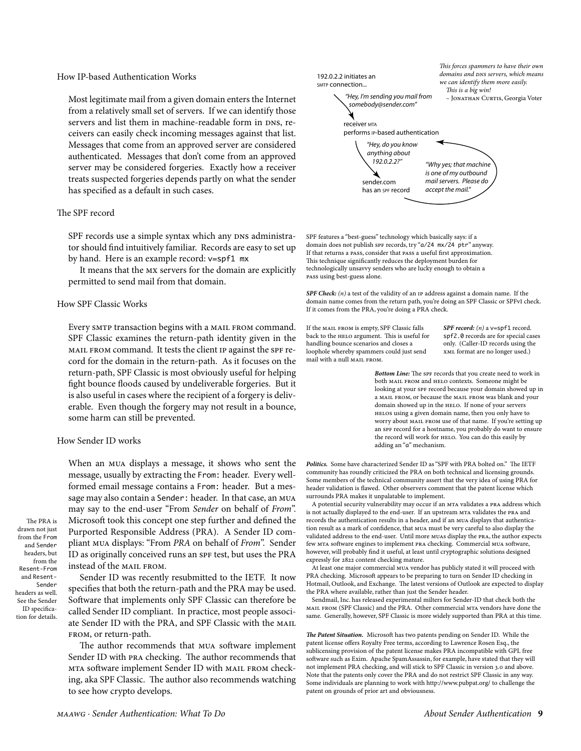## How IP-based Authentication Works

Most legitimate mail from a given domain enters the Internet from a relatively small set of servers. If we can identify those servers and list them in machine-readable form in DNS, receivers can easily check incoming messages against that list. Messages that come from an approved server are considered authenticated. Messages that don't come from an approved server may be considered forgeries. Exactly how a receiver treats suspected forgeries depends partly on what the sender has specified as a default in such cases.

192.0.2.2 initiates an SMTP connection...

*"Hey, I'm sending you mail from somebody@sender.com"*

receiver MTA performs IP-based authentication

*"Hey, do you know anything about 192.0.2.2?"*

sender.com has an SPF record

*"Why yes; that machine is one of my outbound mail servers. Please do accept the mail."*

*This forces spammers to have their own domains and DNS servers, which means we can identify them more easily. This is a big win!*
– Jonathan Curtis, Georgia Voter

## The SPF record

SPF records use a simple syntax which any DNS administrator should find intuitively familiar. Records are easy to set up by hand. Here is an example record: `v=spf1 mx`

It means that the MX servers for the domain are explicitly permitted to send mail from that domain.

SPF features a "best-guess" technology which basically says: if a domain does not publish SPF records, try "`a/24 mx/24 ptr`" anyway. If that returns a PASS, consider that PASS a useful first approximation. This technique significantly reduces the deployment burden for technologically unsavvy senders who are lucky enough to obtain a PASS using best-guess alone.

***SPF Check:*** *(n)* a test of the validity of an IP address against a domain name. If the domain name comes from the return path, you're doing an SPF Classic or SPFv1 check. If it comes from the PRA, you're doing a PRA check.

## How SPF Classic Works

Every SMTP transaction begins with a MAIL FROM command. SPF Classic examines the return-path identity given in the MAIL FROM command. It tests the client IP against the SPF record for the domain in the return-path. As it focuses on the return-path, SPF Classic is most obviously useful for helping fight bounce floods caused by undeliverable forgeries. But it is also useful in cases where the recipient of a forgery is deliverable. Even though the forgery may not result in a bounce, some harm can still be prevented.

If the MAIL FROM is empty, SPF Classic falls back to the HELO argument. This is useful for handling bounce scenarios and closes a loophole whereby spammers could just send mail with a null MAIL FROM.

***SPF record:*** *(n)* a `v=spf1` record. `spf2.0` records are for special cases only. (Caller-ID records using the XML format are no longer used.)

***Bottom Line:*** The SPF records that you create need to work in both MAIL FROM and HELO contexts. Someone might be looking at your SPF record because your domain showed up in a MAIL FROM, or because the MAIL FROM was blank and your domain showed up in the HELO. If none of your servers HELOs using a given domain name, then you only have to worry about MAIL FROM use of that name. If you're setting up an SPF record for a hostname, you probably do want to ensure the record will work for HELO. You can do this easily by adding an "`a`" mechanism.

## How Sender ID works

When an MUA displays a message, it shows who sent the message, usually by extracting the `From:` header. Every well-formed email message contains a `From:` header. But a message may also contain a `Sender:` header. In that case, an MUA may say to the end-user "From *Sender* on behalf of *From*". Microsoft took this concept one step further and defined the Purported Responsible Address (PRA). A Sender ID compliant MUA displays: "From *PRA* on behalf of *From*". Sender ID as originally conceived runs an SPF test, but uses the PRA instead of the MAIL FROM.

The PRA is drawn not just from the `From` and `Sender` headers, but from the `Resent-From` and `Resent-Sender` headers as well. See the Sender ID specification for details.

Sender ID was recently resubmitted to the IETF. It now specifies that both the return-path and the PRA may be used. Software that implements only SPF Classic can therefore be called Sender ID compliant. In practice, most people associate Sender ID with the PRA, and SPF Classic with the MAIL FROM, or return-path.

The author recommends that MUA software implement Sender ID with PRA checking. The author recommends that MTA software implement Sender ID with MAIL FROM checking, aka SPF Classic. The author also recommends watching to see how crypto develops.

***Politics.*** Some have characterized Sender ID as "SPF with PRA bolted on." The IETF community has roundly criticized the PRA on both technical and licensing grounds. Some members of the technical community assert that the very idea of using PRA for header validation is flawed. Other observers comment that the patent license which surrounds PRA makes it unpalatable to implement.

A potential security vulnerability may occur if an MTA validates a PRA address which is not actually displayed to the end-user. If an upstream MTA validates the PRA and records the authentication results in a header, and if an MUA displays that authentication result as a mark of confidence, that MUA must be very careful to also display the validated address to the end-user. Until more MUAs display the PRA, the author expects few MTA software engines to implement PRA checking. Commercial MUA software, however, will probably find it useful, at least until cryptographic solutions designed expressly for 2822 content checking mature.

At least one major commercial MUA vendor has publicly stated it will proceed with PRA checking. Microsoft appears to be preparing to turn on Sender ID checking in Hotmail, Outlook, and Exchange. The latest versions of Outlook are expected to display the PRA where available, rather than just the Sender header.

Sendmail, Inc. has released experimental milters for Sender-ID that check both the MAIL FROM (SPF Classic) and the PRA. Other commercial MTA vendors have done the same. Generally, however, SPF Classic is more widely supported than PRA at this time.

***The Patent Situation.*** Microsoft has two patents pending on Sender ID. While the patent license offers Royalty Free terms, according to Lawrence Rosen Esq., the sublicensing provision of the patent license makes PRA incompatible with GPL free software such as Exim. Apache SpamAssassin, for example, have stated that they will not implement PRA checking, and will stick to SPF Classic in version 3.0 and above. Note that the patents only cover the PRA and do not restrict SPF Classic in any way. Some individuals are planning to work with http://www.pubpat.org/ to challenge the patent on grounds of prior art and obviousness.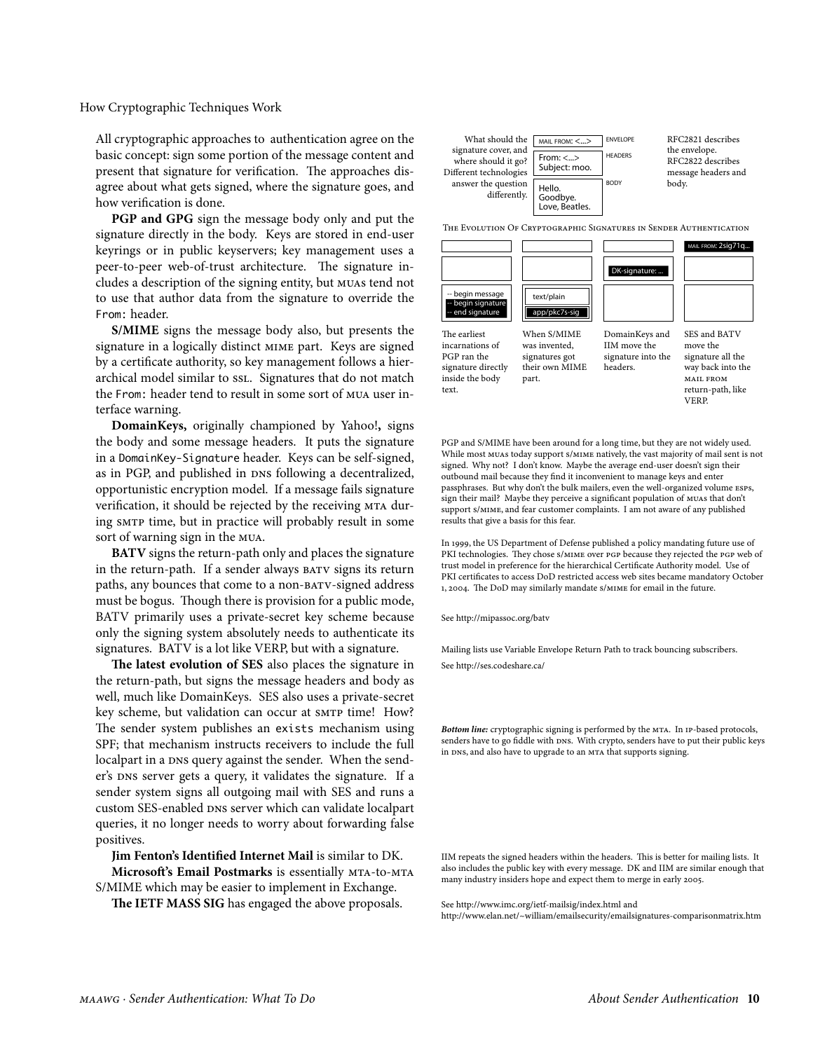## How Cryptographic Techniques Work

All cryptographic approaches to authentication agree on the basic concept: sign some portion of the message content and present that signature for verification. The approaches disagree about what gets signed, where the signature goes, and how verification is done.

What should the signature cover, and where should it go? Different technologies answer the question differently.

| | | |
|---|---|---|
| MAIL FROM: <...> | ENVELOPE | RFC2821 describes the envelope. |
| From: <...> Subject: moo. | HEADERS | RFC2822 describes message headers and body. |
| Hello. Goodbye. Love, Beatles. | BODY | |

**PGP and GPG** sign the message body only and put the signature directly in the body. Keys are stored in end-user keyrings or in public keyservers; key management uses a peer-to-peer web-of-trust architecture. The signature includes a description of the signing entity, but MUAs tend not to use that author data from the signature to override the From: header.

THE EVOLUTION OF CRYPTOGRAPHIC SIGNATURES IN SENDER AUTHENTICATION

| The earliest incarnations of PGP ran the signature directly inside the body text. | When S/MIME was invented, signatures got their own MIME part. | DomainKeys and IIM move the signature into the headers. | SES and BATV move the signature all the way back into the MAIL FROM return-path, like VERP. |
|---|---|---|---|
| -- begin message / -- begin signature / -- end signature | text/plain / app/pkc7s-sig | DK-signature: ... | MAIL FROM: 2sig71q... |

**S/MIME** signs the message body also, but presents the signature in a logically distinct MIME part. Keys are signed by a certificate authority, so key management follows a hierarchical model similar to SSL. Signatures that do not match the From: header tend to result in some sort of MUA user interface warning.

PGP and S/MIME have been around for a long time, but they are not widely used. While most MUAs today support S/MIME natively, the vast majority of mail sent is not signed. Why not? I don't know. Maybe the average end-user doesn't sign their outbound mail because they find it inconvenient to manage keys and enter passphrases. But why don't the bulk mailers, even the well-organized volume ESPs, sign their mail? Maybe they perceive a significant population of MUAs that don't support S/MIME, and fear customer complaints. I am not aware of any published results that give a basis for this fear.

In 1999, the US Department of Defense published a policy mandating future use of PKI technologies. They chose S/MIME over PGP because they rejected the PGP web of trust model in preference for the hierarchical Certificate Authority model. Use of PKI certificates to access DoD restricted access web sites became mandatory October 1, 2004. The DoD may similarly mandate S/MIME for email in the future.

**DomainKeys,** originally championed by Yahoo!, signs the body and some message headers. It puts the signature in a DomainKey-Signature header. Keys can be self-signed, as in PGP, and published in DNS following a decentralized, opportunistic encryption model. If a message fails signature verification, it should be rejected by the receiving MTA during SMTP time, but in practice will probably result in some sort of warning sign in the MUA.

**BATV** signs the return-path only and places the signature in the return-path. If a sender always BATV signs its return paths, any bounces that come to a non-BATV-signed address must be bogus. Though there is provision for a public mode, BATV primarily uses a private-secret key scheme because only the signing system absolutely needs to authenticate its signatures. BATV is a lot like VERP, but with a signature.

See http://mipassoc.org/batv

Mailing lists use Variable Envelope Return Path to track bouncing subscribers.

**The latest evolution of SES** also places the signature in the return-path, but signs the message headers and body as well, much like DomainKeys. SES also uses a private-secret key scheme, but validation can occur at SMTP time! How? The sender system publishes an exists mechanism using SPF; that mechanism instructs receivers to include the full localpart in a DNS query against the sender. When the sender's DNS server gets a query, it validates the signature. If a sender system signs all outgoing mail with SES and runs a custom SES-enabled DNS server which can validate localpart queries, it no longer needs to worry about forwarding false positives.

See http://ses.codeshare.ca/

***Bottom line:*** cryptographic signing is performed by the MTA. In IP-based protocols, senders have to go fiddle with DNS. With crypto, senders have to put their public keys in DNS, and also have to upgrade to an MTA that supports signing.

**Jim Fenton's Identified Internet Mail** is similar to DK.

IIM repeats the signed headers within the headers. This is better for mailing lists. It also includes the public key with every message. DK and IIM are similar enough that many industry insiders hope and expect them to merge in early 2005.

**Microsoft's Email Postmarks** is essentially MTA-to-MTA S/MIME which may be easier to implement in Exchange.

**The IETF MASS SIG** has engaged the above proposals.

See http://www.imc.org/ietf-mailsig/index.html and http://www.elan.net/~william/emailsecurity/emailsignatures-comparisonmatrix.htm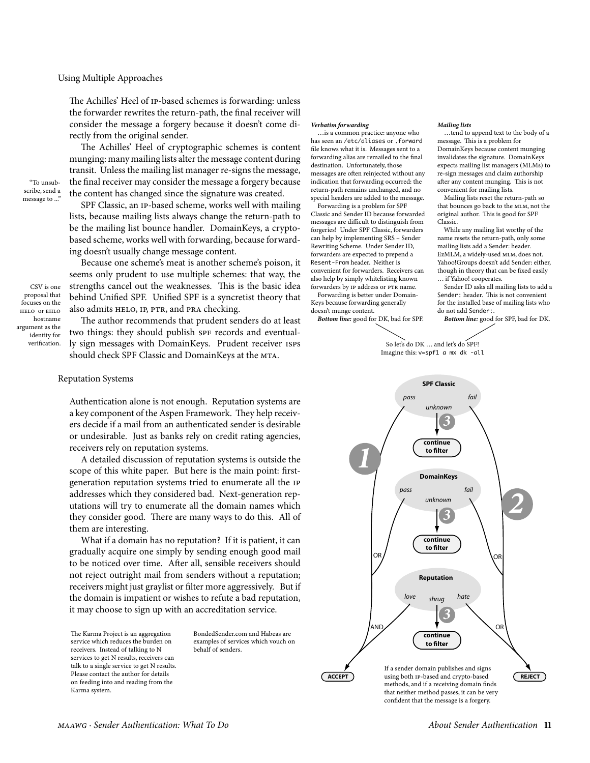## Using Multiple Approaches

The Achilles' Heel of IP-based schemes is forwarding: unless the forwarder rewrites the return-path, the final receiver will consider the message a forgery because it doesn't come directly from the original sender.

The Achilles' Heel of cryptographic schemes is content munging: many mailing lists alter the message content during transit. Unless the mailing list manager re-signs the message, the final receiver may consider the message a forgery because the content has changed since the signature was created.

"To unsubscribe, send a message to ..."

SPF Classic, an IP-based scheme, works well with mailing lists, because mailing lists always change the return-path to be the mailing list bounce handler. DomainKeys, a crypto-based scheme, works well with forwarding, because forwarding doesn't usually change message content.

Because one scheme's meat is another scheme's poison, it seems only prudent to use multiple schemes: that way, the strengths cancel out the weaknesses. This is the basic idea behind Unified SPF. Unified SPF is a syncretist theory that also admits HELO, IP, PTR, and PRA checking.

CSV is one proposal that focuses on the HELO or EHLO hostname argument as the identity for verification.

The author recommends that prudent senders do at least two things: they should publish SPF records and eventually sign messages with DomainKeys. Prudent receiver ISPs should check SPF Classic and DomainKeys at the MTA.

***Verbatim forwarding***

…is a common practice: anyone who has seen an `/etc/aliases` or `.forward` file knows what it is. Messages sent to a forwarding alias are remailed to the final destination. Unfortunately, those messages are often reinjected without any indication that forwarding occurred: the return-path remains unchanged, and no special headers are added to the message.

Forwarding is a problem for SPF Classic and Sender ID because forwarded messages are difficult to distinguish from forgeries! Under SPF Classic, forwarders can help by implementing SRS – Sender Rewriting Scheme. Under Sender ID, forwarders are expected to prepend a `Resent-From` header. Neither is convenient for forwarders. Receivers can also help by simply whitelisting known forwarders by IP address or PTR name.

Forwarding is better under DomainKeys because forwarding generally doesn't munge content.

***Bottom line:*** good for DK, bad for SPF.

***Mailing lists***

…tend to append text to the body of a message. This is a problem for DomainKeys because content munging invalidates the signature. DomainKeys expects mailing list managers (MLMs) to re-sign messages and claim authorship after any content munging. This is not convenient for mailing lists.

Mailing lists reset the return-path so that bounces go back to the MLM, not the original author. This is good for SPF Classic.

While any mailing list worthy of the name resets the return-path, only some mailing lists add a Sender: header. EzMLM, a widely-used MLM, does not. Yahoo!Groups doesn't add Sender: either, though in theory that can be fixed easily … if Yahoo! cooperates.

Sender ID asks all mailing lists to add a `Sender:` header. This is not convenient for the installed base of mailing lists who do not add `Sender:`.

***Bottom line:*** good for SPF, bad for DK.

So let's do DK … and let's do SPF!
Imagine this: `v=spf1 a mx dk -all`

If a sender domain publishes and signs using both IP-based and crypto-based methods, and if a receiving domain finds that neither method passes, it can be very confident that the message is a forgery.

## Reputation Systems

Authentication alone is not enough. Reputation systems are a key component of the Aspen Framework. They help receivers decide if a mail from an authenticated sender is desirable or undesirable. Just as banks rely on credit rating agencies, receivers rely on reputation systems.

A detailed discussion of reputation systems is outside the scope of this white paper. But here is the main point: first-generation reputation systems tried to enumerate all the IP addresses which they considered bad. Next-generation reputations will try to enumerate all the domain names which they consider good. There are many ways to do this. All of them are interesting.

What if a domain has no reputation? If it is patient, it can gradually acquire one simply by sending enough good mail to be noticed over time. After all, sensible receivers should not reject outright mail from senders without a reputation; receivers might just graylist or filter more aggressively. But if the domain is impatient or wishes to refute a bad reputation, it may choose to sign up with an accreditation service.

The Karma Project is an aggregation service which reduces the burden on receivers. Instead of talking to N services to get N results, receivers can talk to a single service to get N results. Please contact the author for details on feeding into and reading from the Karma system.

BondedSender.com and Habeas are examples of services which vouch on behalf of senders.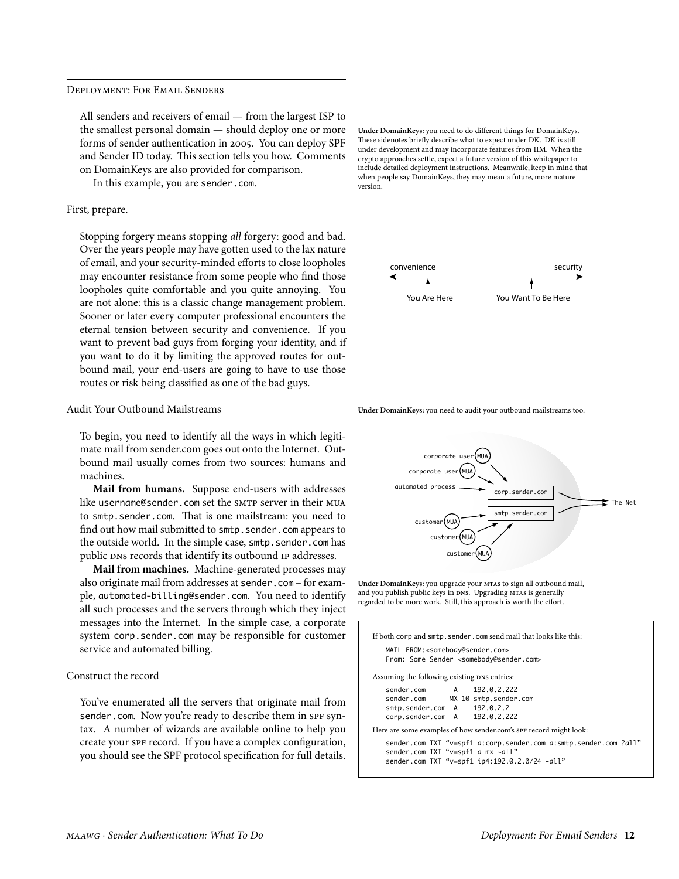## Deployment: For Email Senders

All senders and receivers of email — from the largest ISP to the smallest personal domain — should deploy one or more forms of sender authentication in 2005. You can deploy SPF and Sender ID today. This section tells you how. Comments on DomainKeys are also provided for comparison.

In this example, you are `sender.com`.

**Under DomainKeys:** you need to do different things for DomainKeys. These sidenotes briefly describe what to expect under DK. DK is still under development and may incorporate features from IIM. When the crypto approaches settle, expect a future version of this whitepaper to include detailed deployment instructions. Meanwhile, keep in mind that when people say DomainKeys, they may mean a future, more mature version.

### First, prepare.

Stopping forgery means stopping *all* forgery: good and bad. Over the years people may have gotten used to the lax nature of email, and your security-minded efforts to close loopholes may encounter resistance from some people who find those loopholes quite comfortable and you quite annoying. You are not alone: this is a classic change management problem. Sooner or later every computer professional encounters the eternal tension between security and convenience. If you want to prevent bad guys from forging your identity, and if you want to do it by limiting the approved routes for outbound mail, your end-users are going to have to use those routes or risk being classified as one of the bad guys.

convenience ⟷ security
You Are Here — You Want To Be Here

### Audit Your Outbound Mailstreams

**Under DomainKeys:** you need to audit your outbound mailstreams too.

To begin, you need to identify all the ways in which legitimate mail from sender.com goes out onto the Internet. Outbound mail usually comes from two sources: humans and machines.

**Mail from humans.** Suppose end-users with addresses like `username@sender.com` set the SMTP server in their MUA to `smtp.sender.com`. That is one mailstream: you need to find out how mail submitted to `smtp.sender.com` appears to the outside world. In the simple case, `smtp.sender.com` has public DNS records that identify its outbound IP addresses.

**Mail from machines.** Machine-generated processes may also originate mail from addresses at `sender.com` – for example, `automated-billing@sender.com`. You need to identify all such processes and the servers through which they inject messages into the Internet. In the simple case, a corporate system `corp.sender.com` may be responsible for customer service and automated billing.

**Under DomainKeys:** you upgrade your MTAs to sign all outbound mail, and you publish public keys in DNS. Upgrading MTAs is generally regarded to be more work. Still, this approach is worth the effort.

### Construct the record

You've enumerated all the servers that originate mail from `sender.com`. Now you're ready to describe them in SPF syntax. A number of wizards are available online to help you create your SPF record. If you have a complex configuration, you should see the SPF protocol specification for full details.

If both corp and `smtp.sender.com` send mail that looks like this:

```
MAIL FROM:<somebody@sender.com>
From: Some Sender <somebody@sender.com>
```

Assuming the following existing DNS entries:

```
sender.com       A    192.0.2.222
sender.com      MX 10 smtp.sender.com
smtp.sender.com  A    192.0.2.2
corp.sender.com  A    192.0.2.222
```

Here are some examples of how sender.com's SPF record might look:

```
sender.com TXT "v=spf1 a:corp.sender.com a:smtp.sender.com ?all"
sender.com TXT "v=spf1 a mx ~all"
sender.com TXT "v=spf1 ip4:192.0.2.0/24 -all"
```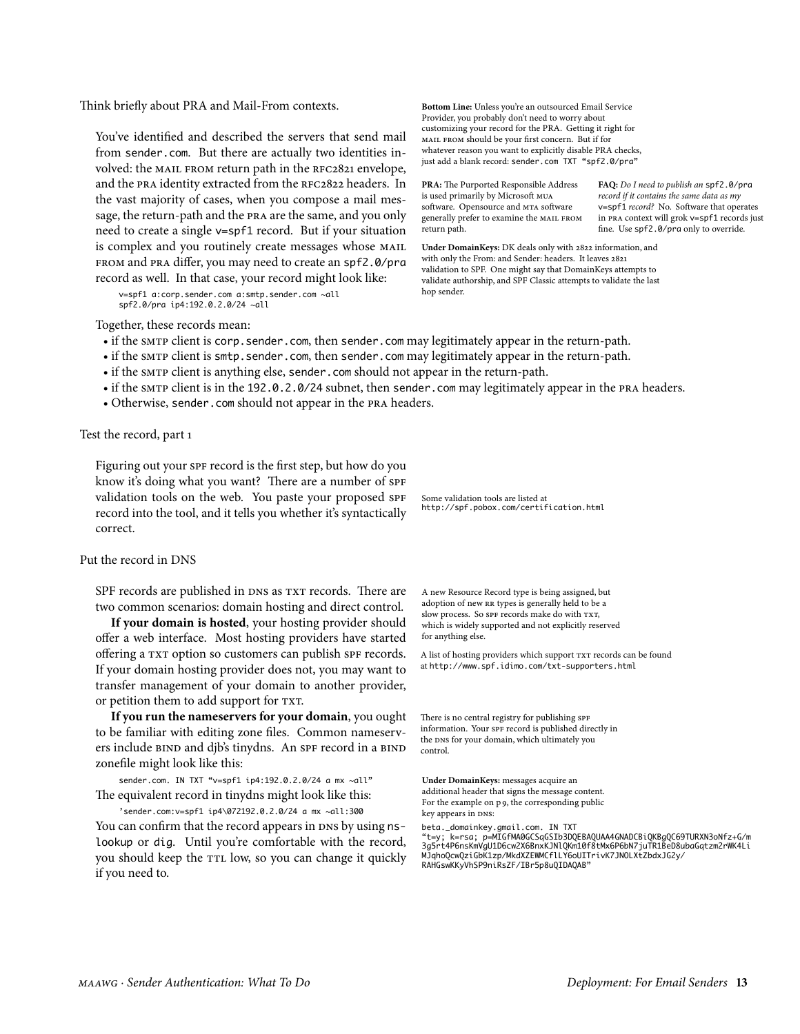### Think briefly about PRA and Mail-From contexts.

You've identified and described the servers that send mail from `sender.com`. But there are actually two identities involved: the MAIL FROM return path in the RFC2821 envelope, and the PRA identity extracted from the RFC2822 headers. In the vast majority of cases, when you compose a mail message, the return-path and the PRA are the same, and you only need to create a single `v=spf1` record. But if your situation is complex and you routinely create messages whose MAIL FROM and PRA differ, you may need to create an `spf2.0/pra` record as well. In that case, your record might look like:

```
v=spf1 a:corp.sender.com a:smtp.sender.com ~all
spf2.0/pra ip4:192.0.2.0/24 ~all
```

**Bottom Line:** Unless you're an outsourced Email Service Provider, you probably don't need to worry about customizing your record for the PRA. Getting it right for MAIL FROM should be your first concern. But if for whatever reason you want to explicitly disable PRA checks, just add a blank record: `sender.com TXT "spf2.0/pra"`

**PRA:** The Purported Responsible Address is used primarily by Microsoft MUA software. Opensource and MTA software generally prefer to examine the MAIL FROM return path.

**FAQ:** *Do I need to publish an* `spf2.0/pra` *record if it contains the same data as my* `v=spf1` *record?* No. Software that operates in PRA context will grok `v=spf1` records just fine. Use `spf2.0/pra` only to override.

**Under DomainKeys:** DK deals only with 2822 information, and with only the From: and Sender: headers. It leaves 2821 validation to SPF. One might say that DomainKeys attempts to validate authorship, and SPF Classic attempts to validate the last hop sender.

Together, these records mean:

- if the SMTP client is `corp.sender.com`, then `sender.com` may legitimately appear in the return-path.
- if the SMTP client is `smtp.sender.com`, then `sender.com` may legitimately appear in the return-path.
- if the SMTP client is anything else, `sender.com` should not appear in the return-path.
- if the SMTP client is in the `192.0.2.0/24` subnet, then `sender.com` may legitimately appear in the PRA headers.
- Otherwise, `sender.com` should not appear in the PRA headers.

### Test the record, part 1

Figuring out your SPF record is the first step, but how do you know it's doing what you want? There are a number of SPF validation tools on the web. You paste your proposed SPF record into the tool, and it tells you whether it's syntactically correct.

Some validation tools are listed at `http://spf.pobox.com/certification.html`

### Put the record in DNS

SPF records are published in DNS as TXT records. There are two common scenarios: domain hosting and direct control.

A new Resource Record type is being assigned, but adoption of new RR types is generally held to be a slow process. So SPF records make do with TXT, which is widely supported and not explicitly reserved for anything else.

**If your domain is hosted**, your hosting provider should offer a web interface. Most hosting providers have started offering a TXT option so customers can publish SPF records. If your domain hosting provider does not, you may want to transfer management of your domain to another provider, or petition them to add support for TXT.

A list of hosting providers which support TXT records can be found at `http://www.spf.idimo.com/txt-supporters.html`

**If you run the nameservers for your domain**, you ought to be familiar with editing zone files. Common nameservers include BIND and djb's tinydns. An SPF record in a BIND zonefile might look like this:

```
sender.com. IN TXT "v=spf1 ip4:192.0.2.0/24 a mx ~all"
```

The equivalent record in tinydns might look like this:

```
'sender.com:v=spf1 ip4\072192.0.2.0/24 a mx ~all:300
```

You can confirm that the record appears in DNS by using `nslookup` or `dig`. Until you're comfortable with the record, you should keep the TTL low, so you can change it quickly if you need to.

There is no central registry for publishing SPF information. Your SPF record is published directly in the DNS for your domain, which ultimately you control.

**Under DomainKeys:** messages acquire an additional header that signs the message content. For the example on p 9, the corresponding public key appears in DNS:

```
beta._domainkey.gmail.com. IN TXT
"t=y; k=rsa; p=MIGfMA0GCSqGSIb3DQEBAQUAA4GNADCBiQKBgQC69TURXN3oNfz+G/m
3g5rt4P6nsKmVgU1D6cw2X6BnxKJNlQKm10f8tMx6P6bN7juTR1BeD8ubaGqtzm2rWK4Li
MJqhoQcwQziGbK1zp/MkdXZEWMCflLY6oUITrivK7JNOLXtZbdxJG2y/
RAHGswKKyVhSP9niRsZF/IBr5p8uQIDAQAB"
```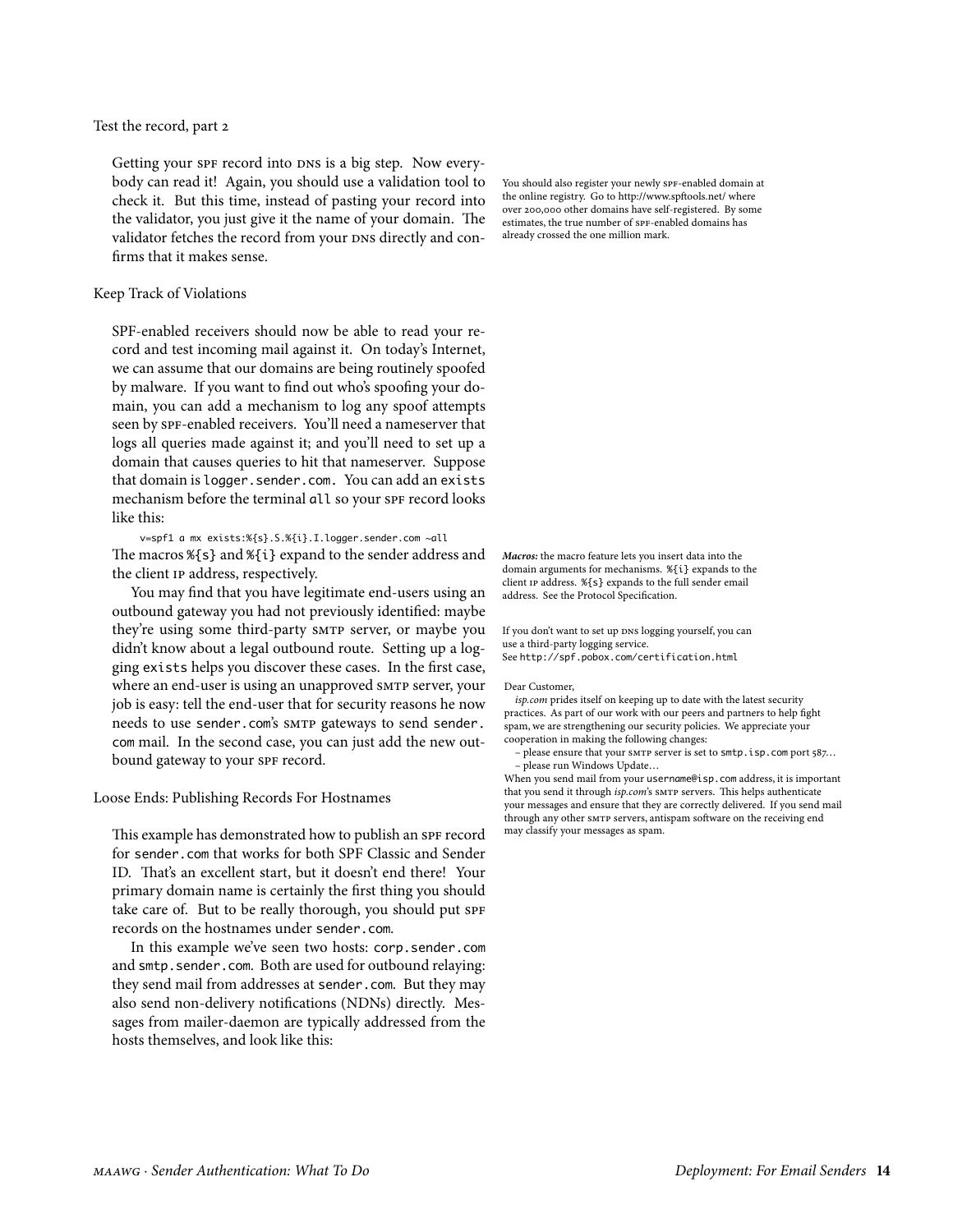### Test the record, part 2

Getting your SPF record into DNS is a big step. Now everybody can read it! Again, you should use a validation tool to check it. But this time, instead of pasting your record into the validator, you just give it the name of your domain. The validator fetches the record from your DNS directly and confirms that it makes sense.

You should also register your newly SPF-enabled domain at the online registry. Go to http://www.spftools.net/ where over 200,000 other domains have self-registered. By some estimates, the true number of SPF-enabled domains has already crossed the one million mark.

### Keep Track of Violations

SPF-enabled receivers should now be able to read your record and test incoming mail against it. On today's Internet, we can assume that our domains are being routinely spoofed by malware. If you want to find out who's spoofing your domain, you can add a mechanism to log any spoof attempts seen by SPF-enabled receivers. You'll need a nameserver that logs all queries made against it; and you'll need to set up a domain that causes queries to hit that nameserver. Suppose that domain is `logger.sender.com`. You can add an `exists` mechanism before the terminal `all` so your SPF record looks like this:

```
v=spf1 a mx exists:%{s}.S.%{i}.I.logger.sender.com ~all
```

The macros `%{s}` and `%{i}` expand to the sender address and the client IP address, respectively.

*Macros:* the macro feature lets you insert data into the domain arguments for mechanisms. `%{i}` expands to the client IP address. `%{s}` expands to the full sender email address. See the Protocol Specification.

You may find that you have legitimate end-users using an outbound gateway you had not previously identified: maybe they're using some third-party SMTP server, or maybe you didn't know about a legal outbound route. Setting up a logging `exists` helps you discover these cases. In the first case, where an end-user is using an unapproved SMTP server, your job is easy: tell the end-user that for security reasons he now needs to use `sender.com`'s SMTP gateways to send `sender.com` mail. In the second case, you can just add the new outbound gateway to your SPF record.

If you don't want to set up DNS logging yourself, you can use a third-party logging service. See `http://spf.pobox.com/certification.html`

> Dear Customer,
>
> *isp.com* prides itself on keeping up to date with the latest security practices. As part of our work with our peers and partners to help fight spam, we are strengthening our security policies. We appreciate your cooperation in making the following changes:
>
> – please ensure that your SMTP server is set to `smtp.isp.com` port 587…
> – please run Windows Update…
>
> When you send mail from your `username@isp.com` address, it is important that you send it through *isp.com*'s SMTP servers. This helps authenticate your messages and ensure that they are correctly delivered. If you send mail through any other SMTP servers, antispam software on the receiving end may classify your messages as spam.

### Loose Ends: Publishing Records For Hostnames

This example has demonstrated how to publish an SPF record for `sender.com` that works for both SPF Classic and Sender ID. That's an excellent start, but it doesn't end there! Your primary domain name is certainly the first thing you should take care of. But to be really thorough, you should put SPF records on the hostnames under `sender.com`.

In this example we've seen two hosts: `corp.sender.com` and `smtp.sender.com`. Both are used for outbound relaying: they send mail from addresses at `sender.com`. But they may also send non-delivery notifications (NDNs) directly. Messages from mailer-daemon are typically addressed from the hosts themselves, and look like this: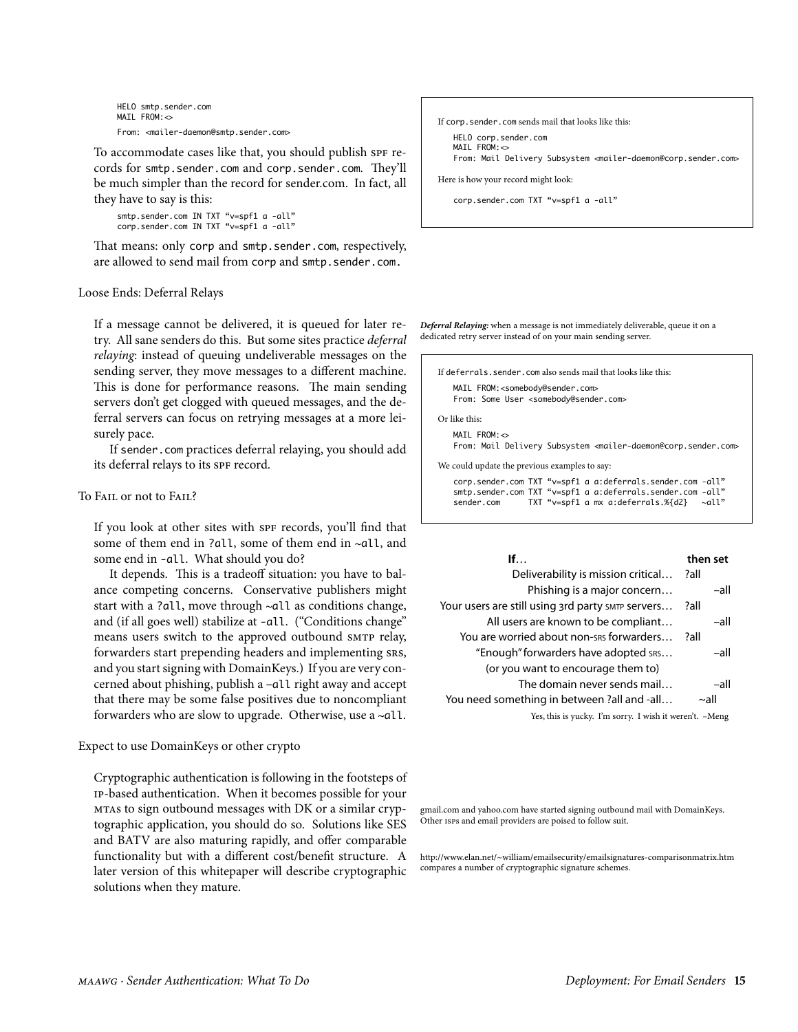```
HELO smtp.sender.com
MAIL FROM:<>
From: <mailer-daemon@smtp.sender.com>
```

To accommodate cases like that, you should publish SPF records for smtp.sender.com and corp.sender.com. They'll be much simpler than the record for sender.com. In fact, all they have to say is this:

```
smtp.sender.com IN TXT "v=spf1 a -all"
corp.sender.com IN TXT "v=spf1 a -all"
```

That means: only corp and smtp.sender.com, respectively, are allowed to send mail from corp and smtp.sender.com.

If corp.sender.com sends mail that looks like this:

```
HELO corp.sender.com
MAIL FROM:<>
From: Mail Delivery Subsystem <mailer-daemon@corp.sender.com>
```

Here is how your record might look:

```
corp.sender.com TXT "v=spf1 a -all"
```

## Loose Ends: Deferral Relays

If a message cannot be delivered, it is queued for later retry. All sane senders do this. But some sites practice *deferral relaying*: instead of queuing undeliverable messages on the sending server, they move messages to a different machine. This is done for performance reasons. The main sending servers don't get clogged with queued messages, and the deferral servers can focus on retrying messages at a more leisurely pace.

If sender.com practices deferral relaying, you should add its deferral relays to its SPF record.

***Deferral Relaying:*** when a message is not immediately deliverable, queue it on a dedicated retry server instead of on your main sending server.

If deferrals.sender.com also sends mail that looks like this:

```
MAIL FROM:<somebody@sender.com>
From: Some User <somebody@sender.com>
```

Or like this:

```
MAIL FROM:<>
From: Mail Delivery Subsystem <mailer-daemon@corp.sender.com>
```

We could update the previous examples to say:

```
corp.sender.com TXT "v=spf1 a a:deferrals.sender.com -all"
smtp.sender.com TXT "v=spf1 a a:deferrals.sender.com -all"
sender.com      TXT "v=spf1 a mx a:deferrals.%{d2}   ~all"
```

## To Fail or not to Fail?

If you look at other sites with SPF records, you'll find that some of them end in ?all, some of them end in ~all, and some end in -all. What should you do?

It depends. This is a tradeoff situation: you have to balance competing concerns. Conservative publishers might start with a ?all, move through ~all as conditions change, and (if all goes well) stabilize at -all. ("Conditions change" means users switch to the approved outbound SMTP relay, forwarders start prepending headers and implementing SRS, and you start signing with DomainKeys.) If you are very concerned about phishing, publish a –all right away and accept that there may be some false positives due to noncompliant forwarders who are slow to upgrade. Otherwise, use a ~all.

| **If**… | **then set** | |
|---|---|---|
| Deliverability is mission critical… | ?all | |
| Phishing is a major concern… | | –all |
| Your users are still using 3rd party SMTP servers… | ?all | |
| All users are known to be compliant… | | –all |
| You are worried about non-SRS forwarders… | ?all | |
| "Enough" forwarders have adopted SRS… (or you want to encourage them to) | | –all |
| The domain never sends mail… | | –all |
| You need something in between ?all and -all… | ~all | |

Yes, this is yucky. I'm sorry. I wish it weren't. –Meng

## Expect to use DomainKeys or other crypto

Cryptographic authentication is following in the footsteps of IP-based authentication. When it becomes possible for your MTAs to sign outbound messages with DK or a similar cryptographic application, you should do so. Solutions like SES and BATV are also maturing rapidly, and offer comparable functionality but with a different cost/benefit structure. A later version of this whitepaper will describe cryptographic solutions when they mature.

gmail.com and yahoo.com have started signing outbound mail with DomainKeys. Other ISPs and email providers are poised to follow suit.

http://www.elan.net/~william/emailsecurity/emailsignatures-comparisonmatrix.htm compares a number of cryptographic signature schemes.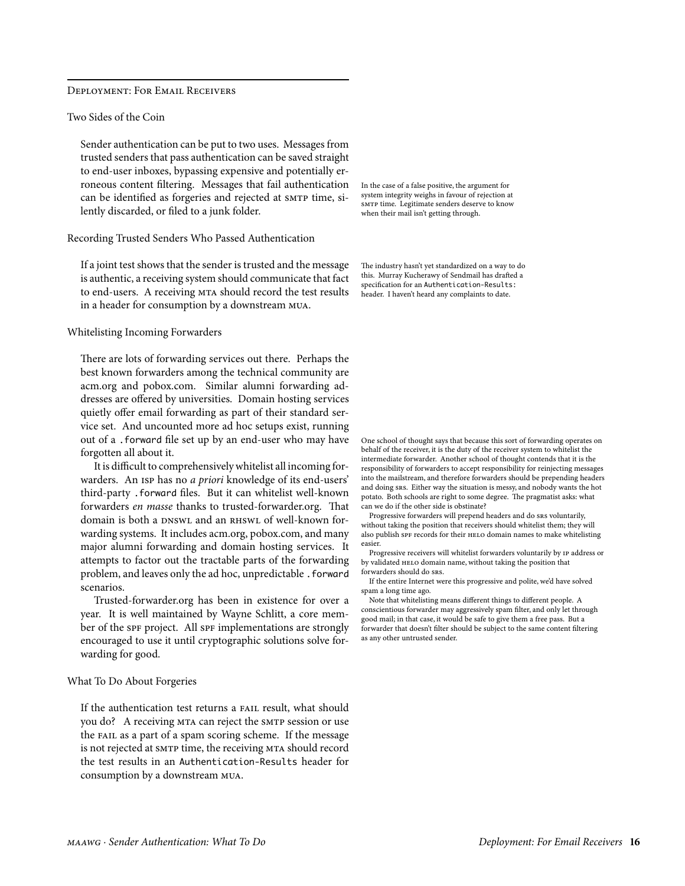## Deployment: For Email Receivers

### Two Sides of the Coin

Sender authentication can be put to two uses. Messages from trusted senders that pass authentication can be saved straight to end-user inboxes, bypassing expensive and potentially erroneous content filtering. Messages that fail authentication can be identified as forgeries and rejected at SMTP time, silently discarded, or filed to a junk folder.

In the case of a false positive, the argument for system integrity weighs in favour of rejection at SMTP time. Legitimate senders deserve to know when their mail isn't getting through.

### Recording Trusted Senders Who Passed Authentication

If a joint test shows that the sender is trusted and the message is authentic, a receiving system should communicate that fact to end-users. A receiving MTA should record the test results in a header for consumption by a downstream MUA.

The industry hasn't yet standardized on a way to do this. Murray Kucherawy of Sendmail has drafted a specification for an `Authentication-Results:` header. I haven't heard any complaints to date.

### Whitelisting Incoming Forwarders

There are lots of forwarding services out there. Perhaps the best known forwarders among the technical community are acm.org and pobox.com. Similar alumni forwarding addresses are offered by universities. Domain hosting services quietly offer email forwarding as part of their standard service set. And uncounted more ad hoc setups exist, running out of a `.forward` file set up by an end-user who may have forgotten all about it.

It is difficult to comprehensively whitelist all incoming forwarders. An ISP has no *a priori* knowledge of its end-users' third-party `.forward` files. But it can whitelist well-known forwarders *en masse* thanks to trusted-forwarder.org. That domain is both a DNSWL and an RHSWL of well-known forwarding systems. It includes acm.org, pobox.com, and many major alumni forwarding and domain hosting services. It attempts to factor out the tractable parts of the forwarding problem, and leaves only the ad hoc, unpredictable `.forward` scenarios.

Trusted-forwarder.org has been in existence for over a year. It is well maintained by Wayne Schlitt, a core member of the SPF project. All SPF implementations are strongly encouraged to use it until cryptographic solutions solve forwarding for good.

One school of thought says that because this sort of forwarding operates on behalf of the receiver, it is the duty of the receiver system to whitelist the intermediate forwarder. Another school of thought contends that it is the responsibility of forwarders to accept responsibility for reinjecting messages into the mailstream, and therefore forwarders should be prepending headers and doing SRS. Either way the situation is messy, and nobody wants the hot potato. Both schools are right to some degree. The pragmatist asks: what can we do if the other side is obstinate?

Progressive forwarders will prepend headers and do SRS voluntarily, without taking the position that receivers should whitelist them; they will also publish SPF records for their HELO domain names to make whitelisting easier.

Progressive receivers will whitelist forwarders voluntarily by IP address or by validated HELO domain name, without taking the position that forwarders should do SRS.

If the entire Internet were this progressive and polite, we'd have solved spam a long time ago.

Note that whitelisting means different things to different people. A conscientious forwarder may aggressively spam filter, and only let through good mail; in that case, it would be safe to give them a free pass. But a forwarder that doesn't filter should be subject to the same content filtering as any other untrusted sender.

### What To Do About Forgeries

If the authentication test returns a FAIL result, what should you do? A receiving MTA can reject the SMTP session or use the FAIL as a part of a spam scoring scheme. If the message is not rejected at SMTP time, the receiving MTA should record the test results in an `Authentication-Results` header for consumption by a downstream MUA.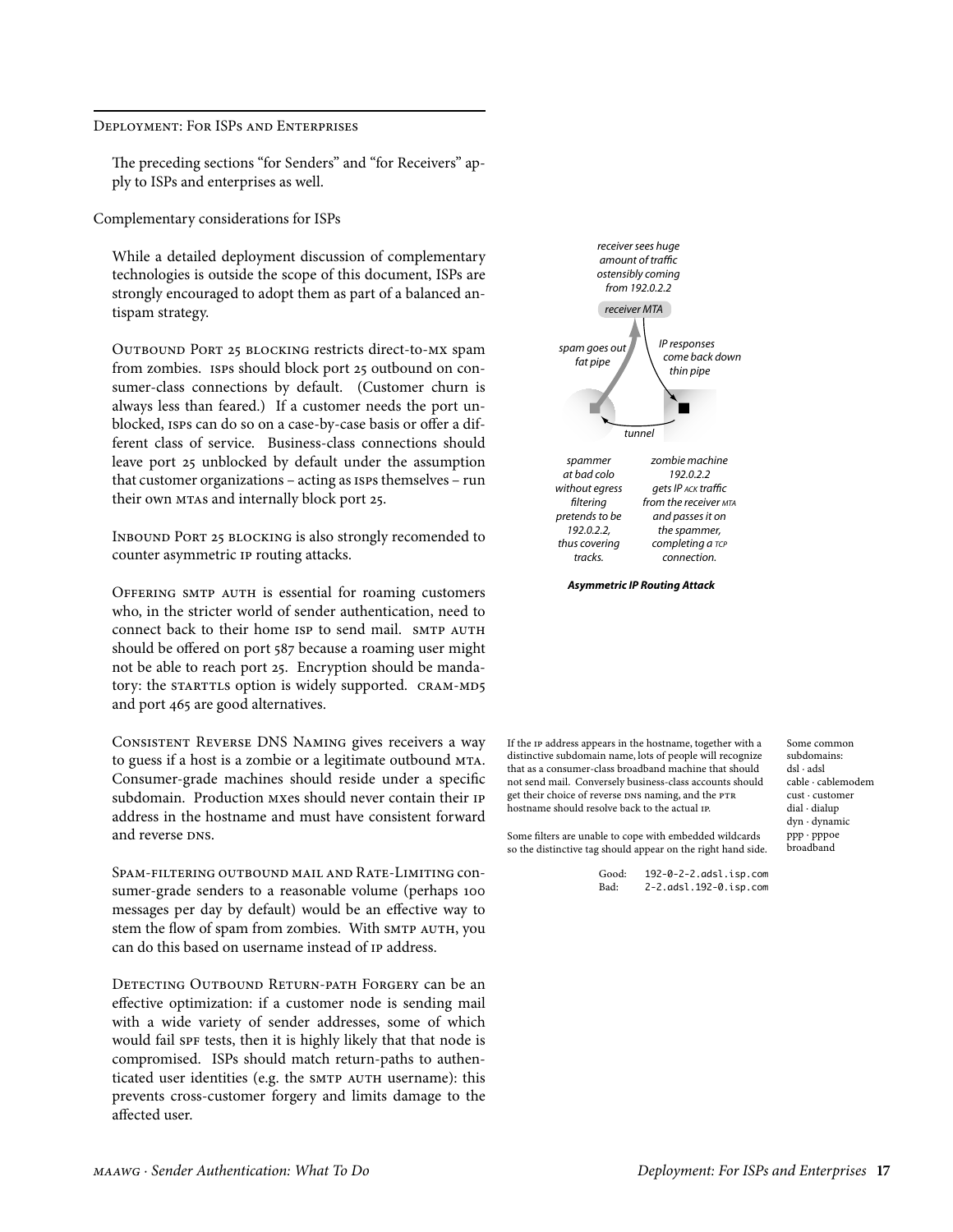## Deployment: For ISPs and Enterprises

The preceding sections "for Senders" and "for Receivers" apply to ISPs and enterprises as well.

### Complementary considerations for ISPs

While a detailed deployment discussion of complementary technologies is outside the scope of this document, ISPs are strongly encouraged to adopt them as part of a balanced antispam strategy.

**Outbound Port 25 blocking** restricts direct-to-MX spam from zombies. ISPs should block port 25 outbound on consumer-class connections by default. (Customer churn is always less than feared.) If a customer needs the port unblocked, ISPs can do so on a case-by-case basis or offer a different class of service. Business-class connections should leave port 25 unblocked by default under the assumption that customer organizations – acting as ISPs themselves – run their own MTAs and internally block port 25.

**Inbound Port 25 blocking** is also strongly recomended to counter asymmetric IP routing attacks.

receiver sees huge amount of traffic ostensibly coming from 192.0.2.2

receiver MTA

spam goes out fat pipe

IP responses come back down thin pipe

tunnel

spammer at bad colo without egress filtering pretends to be 192.0.2.2, thus covering tracks.

zombie machine 192.0.2.2 gets IP ACK traffic from the receiver MTA and passes it on the spammer, completing a TCP connection.

***Asymmetric IP Routing Attack***

**Offering SMTP AUTH** is essential for roaming customers who, in the stricter world of sender authentication, need to connect back to their home ISP to send mail. SMTP AUTH should be offered on port 587 because a roaming user might not be able to reach port 25. Encryption should be mandatory: the STARTTLS option is widely supported. CRAM-MD5 and port 465 are good alternatives.

**Consistent Reverse DNS Naming** gives receivers a way to guess if a host is a zombie or a legitimate outbound MTA. Consumer-grade machines should reside under a specific subdomain. Production MXes should never contain their IP address in the hostname and must have consistent forward and reverse DNS.

If the IP address appears in the hostname, together with a distinctive subdomain name, lots of people will recognize that as a consumer-class broadband machine that should not send mail. Conversely business-class accounts should get their choice of reverse DNS naming, and the PTR hostname should resolve back to the actual IP.

Some filters are unable to cope with embedded wildcards so the distinctive tag should appear on the right hand side.

```
Good:   192-0-2-2.adsl.isp.com
Bad:    2-2.adsl.192-0.isp.com
```

Some common subdomains:
dsl · adsl
cable · cablemodem
cust · customer
dial · dialup
dyn · dynamic
ppp · pppoe
broadband

**Spam-filtering outbound mail and Rate-Limiting** consumer-grade senders to a reasonable volume (perhaps 100 messages per day by default) would be an effective way to stem the flow of spam from zombies. With SMTP AUTH, you can do this based on username instead of IP address.

**Detecting Outbound Return-path Forgery** can be an effective optimization: if a customer node is sending mail with a wide variety of sender addresses, some of which would fail SPF tests, then it is highly likely that that node is compromised. ISPs should match return-paths to authenticated user identities (e.g. the SMTP AUTH username): this prevents cross-customer forgery and limits damage to the affected user.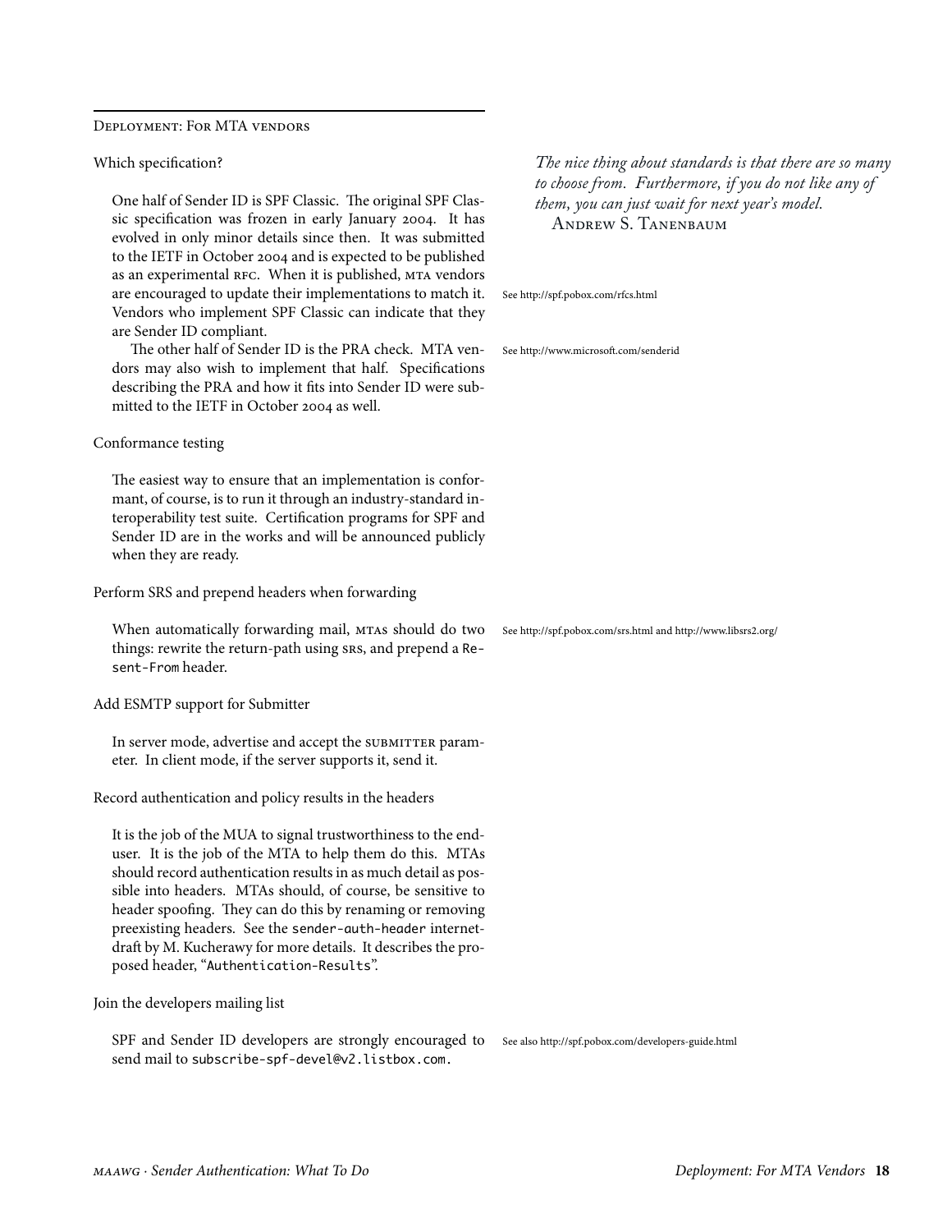## Deployment: For MTA vendors

> *The nice thing about standards is that there are so many to choose from. Furthermore, if you do not like any of them, you can just wait for next year's model.*
> Andrew S. Tanenbaum

### Which specification?

One half of Sender ID is SPF Classic. The original SPF Classic specification was frozen in early January 2004. It has evolved in only minor details since then. It was submitted to the IETF in October 2004 and is expected to be published as an experimental RFC. When it is published, MTA vendors are encouraged to update their implementations to match it. Vendors who implement SPF Classic can indicate that they are Sender ID compliant.

See http://spf.pobox.com/rfcs.html

The other half of Sender ID is the PRA check. MTA vendors may also wish to implement that half. Specifications describing the PRA and how it fits into Sender ID were submitted to the IETF in October 2004 as well.

See http://www.microsoft.com/senderid

### Conformance testing

The easiest way to ensure that an implementation is conformant, of course, is to run it through an industry-standard interoperability test suite. Certification programs for SPF and Sender ID are in the works and will be announced publicly when they are ready.

### Perform SRS and prepend headers when forwarding

When automatically forwarding mail, MTAs should do two things: rewrite the return-path using SRS, and prepend a `Resent-From` header.

See http://spf.pobox.com/srs.html and http://www.libsrs2.org/

### Add ESMTP support for Submitter

In server mode, advertise and accept the SUBMITTER parameter. In client mode, if the server supports it, send it.

### Record authentication and policy results in the headers

It is the job of the MUA to signal trustworthiness to the enduser. It is the job of the MTA to help them do this. MTAs should record authentication results in as much detail as possible into headers. MTAs should, of course, be sensitive to header spoofing. They can do this by renaming or removing preexisting headers. See the `sender-auth-header` internet-draft by M. Kucherawy for more details. It describes the proposed header, "`Authentication-Results`".

### Join the developers mailing list

SPF and Sender ID developers are strongly encouraged to send mail to `subscribe-spf-devel@v2.listbox.com`.

See also http://spf.pobox.com/developers-guide.html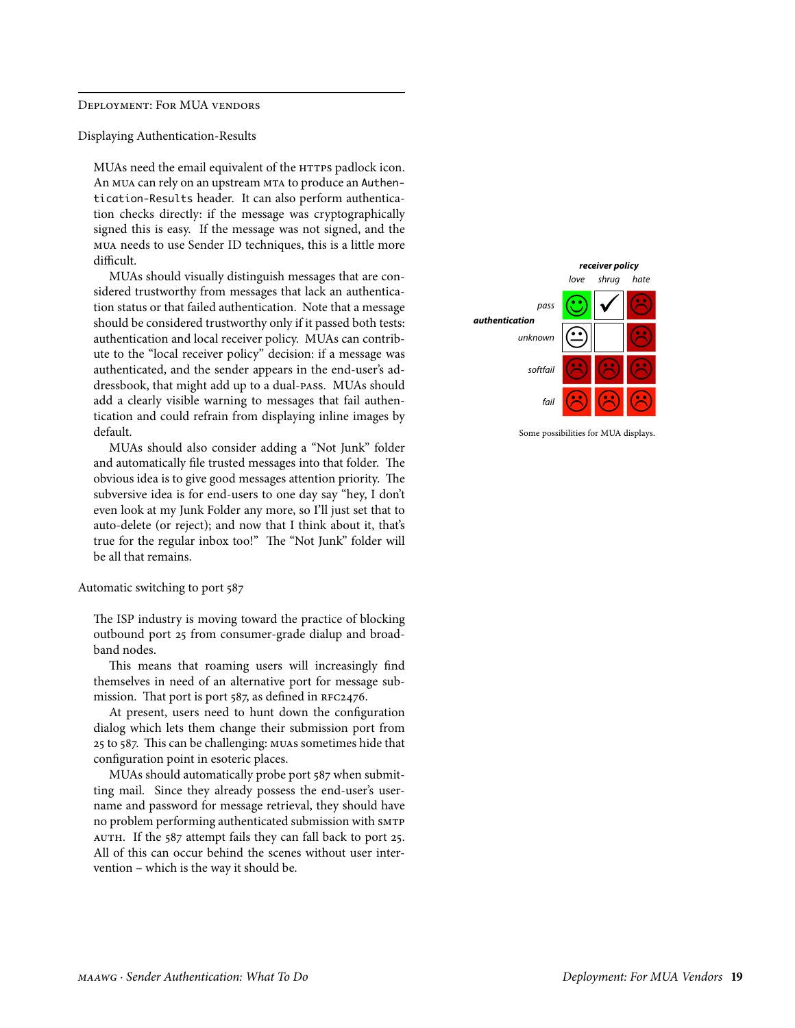## Deployment: For MUA vendors

### Displaying Authentication-Results

MUAs need the email equivalent of the HTTPS padlock icon. An MUA can rely on an upstream MTA to produce an `Authentication-Results` header. It can also perform authentication checks directly: if the message was cryptographically signed this is easy. If the message was not signed, and the MUA needs to use Sender ID techniques, this is a little more difficult.

MUAs should visually distinguish messages that are considered trustworthy from messages that lack an authentication status or that failed authentication. Note that a message should be considered trustworthy only if it passed both tests: authentication and local receiver policy. MUAs can contribute to the "local receiver policy" decision: if a message was authenticated, and the sender appears in the end-user's addressbook, that might add up to a dual-PASS. MUAs should add a clearly visible warning to messages that fail authentication and could refrain from displaying inline images by default.

MUAs should also consider adding a "Not Junk" folder and automatically file trusted messages into that folder. The obvious idea is to give good messages attention priority. The subversive idea is for end-users to one day say "hey, I don't even look at my Junk Folder any more, so I'll just set that to auto-delete (or reject); and now that I think about it, that's true for the regular inbox too!" The "Not Junk" folder will be all that remains.

| ***authentication*** | ***receiver policy***: *love* | *shrug* | *hate* |
|---|---|---|---|
| *pass* | ☺ (green) | ✓ | ☹ (dark red) |
| *unknown* | 😐 | | ☹ (dark red) |
| *softfail* | ☹ (dark red) | ☹ (dark red) | ☹ (dark red) |
| *fail* | ☹ (red) | ☹ (red) | ☹ (red) |

Some possibilities for MUA displays.

### Automatic switching to port 587

The ISP industry is moving toward the practice of blocking outbound port 25 from consumer-grade dialup and broadband nodes.

This means that roaming users will increasingly find themselves in need of an alternative port for message submission. That port is port 587, as defined in RFC2476.

At present, users need to hunt down the configuration dialog which lets them change their submission port from 25 to 587. This can be challenging: MUAs sometimes hide that configuration point in esoteric places.

MUAs should automatically probe port 587 when submitting mail. Since they already possess the end-user's username and password for message retrieval, they should have no problem performing authenticated submission with SMTP AUTH. If the 587 attempt fails they can fall back to port 25. All of this can occur behind the scenes without user intervention – which is the way it should be.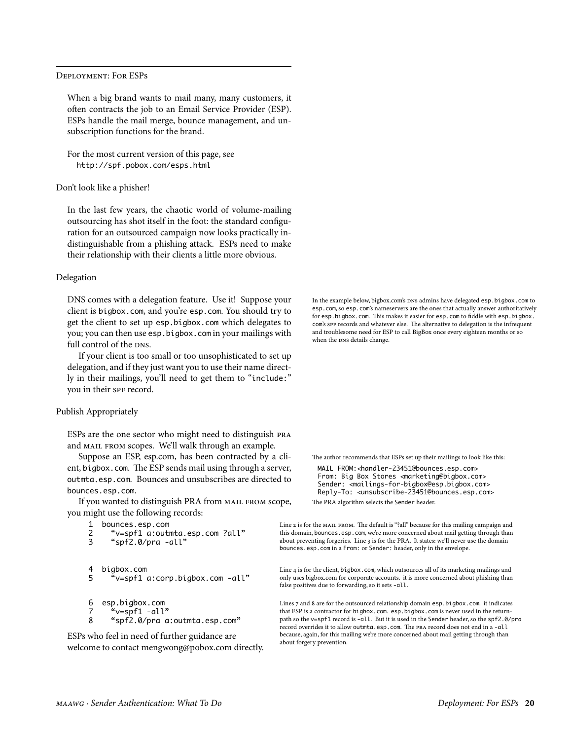## Deployment: For ESPs

When a big brand wants to mail many, many customers, it often contracts the job to an Email Service Provider (ESP). ESPs handle the mail merge, bounce management, and unsubscription functions for the brand.

For the most current version of this page, see
`http://spf.pobox.com/esps.html`

### Don't look like a phisher!

In the last few years, the chaotic world of volume-mailing outsourcing has shot itself in the foot: the standard configuration for an outsourced campaign now looks practically indistinguishable from a phishing attack. ESPs need to make their relationship with their clients a little more obvious.

### Delegation

DNS comes with a delegation feature. Use it! Suppose your client is `bigbox.com`, and you're `esp.com`. You should try to get the client to set up `esp.bigbox.com` which delegates to you; you can then use `esp.bigbox.com` in your mailings with full control of the DNS.

If your client is too small or too unsophisticated to set up delegation, and if they just want you to use their name directly in their mailings, you'll need to get them to "`include:`" you in their SPF record.

In the example below, bigbox.com's DNS admins have delegated `esp.bigbox.com` to `esp.com`, so `esp.com`'s nameservers are the ones that actually answer authoritatively for `esp.bigbox.com`. This makes it easier for `esp.com` to fiddle with `esp.bigbox.com`'s SPF records and whatever else. The alternative to delegation is the infrequent and troublesome need for ESP to call BigBox once every eighteen months or so when the DNS details change.

### Publish Appropriately

ESPs are the one sector who might need to distinguish PRA and MAIL FROM scopes. We'll walk through an example.

Suppose an ESP, esp.com, has been contracted by a client, `bigbox.com`. The ESP sends mail using through a server, `outmta.esp.com`. Bounces and unsubscribes are directed to `bounces.esp.com`.

If you wanted to distinguish PRA from MAIL FROM scope, you might use the following records:

```
1  bounces.esp.com
2    "v=spf1 a:outmta.esp.com ?all"
3    "spf2.0/pra -all"

4  bigbox.com
5    "v=spf1 a:corp.bigbox.com -all"

6  esp.bigbox.com
7    "v=spf1 -all"
8    "spf2.0/pra a:outmta.esp.com"
```

ESPs who feel in need of further guidance are welcome to contact mengwong@pobox.com directly.

The author recommends that ESPs set up their mailings to look like this:

```
MAIL FROM:<handler-23451@bounces.esp.com>
From: Big Box Stores <marketing@bigbox.com>
Sender: <mailings-for-bigbox@esp.bigbox.com>
Reply-To: <unsubscribe-23451@bounces.esp.com>
```

The PRA algorithm selects the `Sender` header.

Line 2 is for the MAIL FROM. The default is "?all" because for this mailing campaign and this domain, `bounces.esp.com`, we're more concerned about mail getting through than about preventing forgeries. Line 3 is for the PRA. It states: we'll never use the domain `bounces.esp.com` in a `From:` or `Sender:` header, only in the envelope.

Line 4 is for the client, `bigbox.com`, which outsources all of its marketing mailings and only uses bigbox.com for corporate accounts. it is more concerned about phishing than false positives due to forwarding, so it sets `-all`.

Lines 7 and 8 are for the outsourced relationship domain `esp.bigbox.com`. it indicates that ESP is a contractor for `bigbox.com`. `esp.bigbox.com` is never used in the return-path so the `v=spf1` record is `-all`. But it is used in the `Sender` header, so the `spf2.0/pra` record overrides it to allow `outmta.esp.com`. The PRA record does not end in a `-all` because, again, for this mailing we're more concerned about mail getting through than about forgery prevention.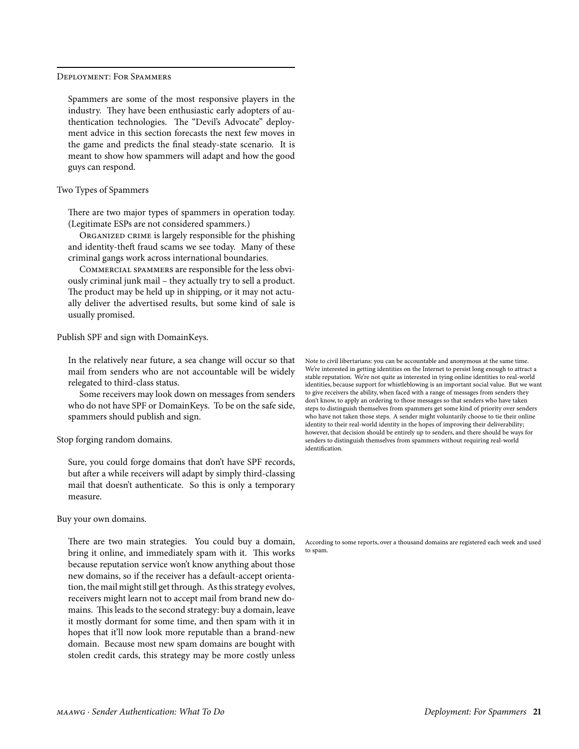## Deployment: For Spammers

Spammers are some of the most responsive players in the industry. They have been enthusiastic early adopters of authentication technologies. The "Devil's Advocate" deployment advice in this section forecasts the next few moves in the game and predicts the final steady-state scenario. It is meant to show how spammers will adapt and how the good guys can respond.

### Two Types of Spammers

There are two major types of spammers in operation today. (Legitimate ESPs are not considered spammers.)

Organized crime is largely responsible for the phishing and identity-theft fraud scams we see today. Many of these criminal gangs work across international boundaries.

Commercial spammers are responsible for the less obviously criminal junk mail – they actually try to sell a product. The product may be held up in shipping, or it may not actually deliver the advertised results, but some kind of sale is usually promised.

### Publish SPF and sign with DomainKeys.

In the relatively near future, a sea change will occur so that mail from senders who are not accountable will be widely relegated to third-class status.

Some receivers may look down on messages from senders who do not have SPF or DomainKeys. To be on the safe side, spammers should publish and sign.

Note to civil libertarians: you can be accountable and anonymous at the same time. We're interested in getting identities on the Internet to persist long enough to attract a stable reputation. We're not quite as interested in tying online identities to real-world identities, because support for whistleblowing is an important social value. But we want to give receivers the ability, when faced with a range of messages from senders they don't know, to apply an ordering to those messages so that senders who have taken steps to distinguish themselves from spammers get some kind of priority over senders who have not taken those steps. A sender might voluntarily choose to tie their online identity to their real-world identity in the hopes of improving their deliverability; however, that decision should be entirely up to senders, and there should be ways for senders to distinguish themselves from spammers without requiring real-world identification.

### Stop forging random domains.

Sure, you could forge domains that don't have SPF records, but after a while receivers will adapt by simply third-classing mail that doesn't authenticate. So this is only a temporary measure.

### Buy your own domains.

There are two main strategies. You could buy a domain, bring it online, and immediately spam with it. This works because reputation service won't know anything about those new domains, so if the receiver has a default-accept orientation, the mail might still get through. As this strategy evolves, receivers might learn not to accept mail from brand new domains. This leads to the second strategy: buy a domain, leave it mostly dormant for some time, and then spam with it in hopes that it'll now look more reputable than a brand-new domain. Because most new spam domains are bought with stolen credit cards, this strategy may be more costly unless

According to some reports, over a thousand domains are registered each week and used to spam.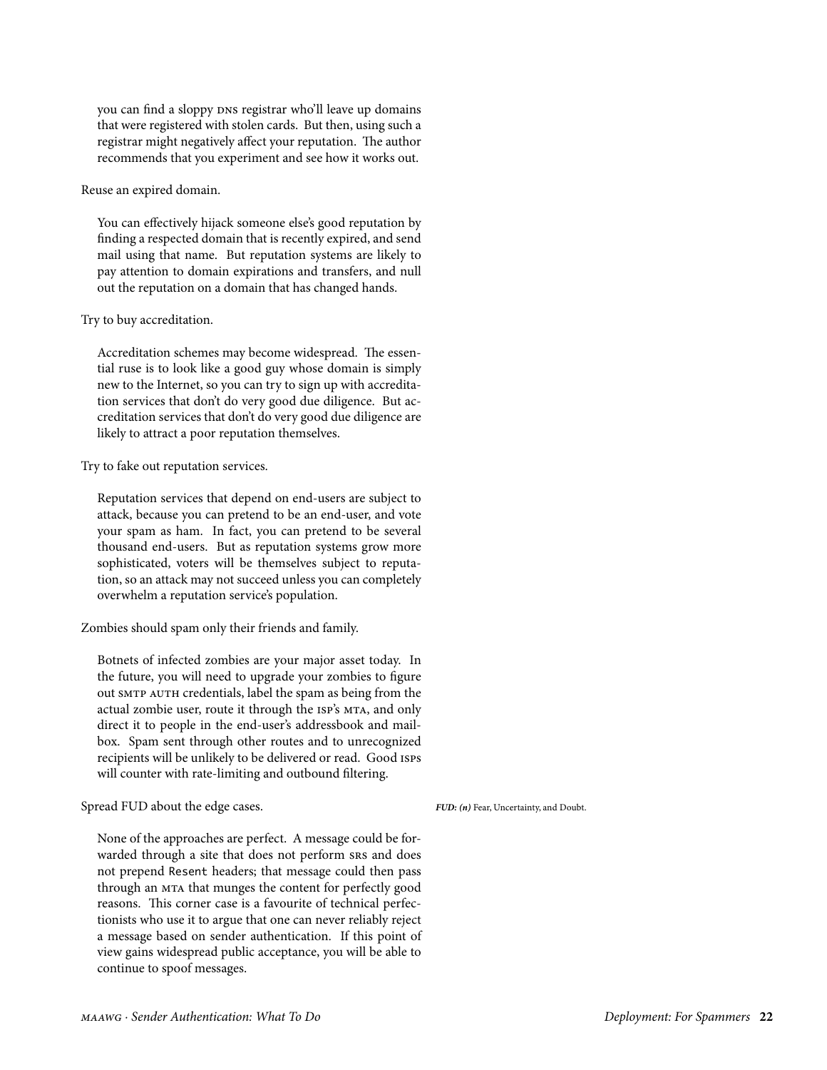you can find a sloppy DNS registrar who'll leave up domains that were registered with stolen cards. But then, using such a registrar might negatively affect your reputation. The author recommends that you experiment and see how it works out.

Reuse an expired domain.

You can effectively hijack someone else's good reputation by finding a respected domain that is recently expired, and send mail using that name. But reputation systems are likely to pay attention to domain expirations and transfers, and null out the reputation on a domain that has changed hands.

Try to buy accreditation.

Accreditation schemes may become widespread. The essential ruse is to look like a good guy whose domain is simply new to the Internet, so you can try to sign up with accreditation services that don't do very good due diligence. But accreditation services that don't do very good due diligence are likely to attract a poor reputation themselves.

Try to fake out reputation services.

Reputation services that depend on end-users are subject to attack, because you can pretend to be an end-user, and vote your spam as ham. In fact, you can pretend to be several thousand end-users. But as reputation systems grow more sophisticated, voters will be themselves subject to reputation, so an attack may not succeed unless you can completely overwhelm a reputation service's population.

Zombies should spam only their friends and family.

Botnets of infected zombies are your major asset today. In the future, you will need to upgrade your zombies to figure out SMTP AUTH credentials, label the spam as being from the actual zombie user, route it through the ISP's MTA, and only direct it to people in the end-user's addressbook and mailbox. Spam sent through other routes and to unrecognized recipients will be unlikely to be delivered or read. Good ISPs will counter with rate-limiting and outbound filtering.

Spread FUD about the edge cases.

***FUD: (n)*** Fear, Uncertainty, and Doubt.

None of the approaches are perfect. A message could be forwarded through a site that does not perform SRS and does not prepend Resent headers; that message could then pass through an MTA that munges the content for perfectly good reasons. This corner case is a favourite of technical perfectionists who use it to argue that one can never reliably reject a message based on sender authentication. If this point of view gains widespread public acceptance, you will be able to continue to spoof messages.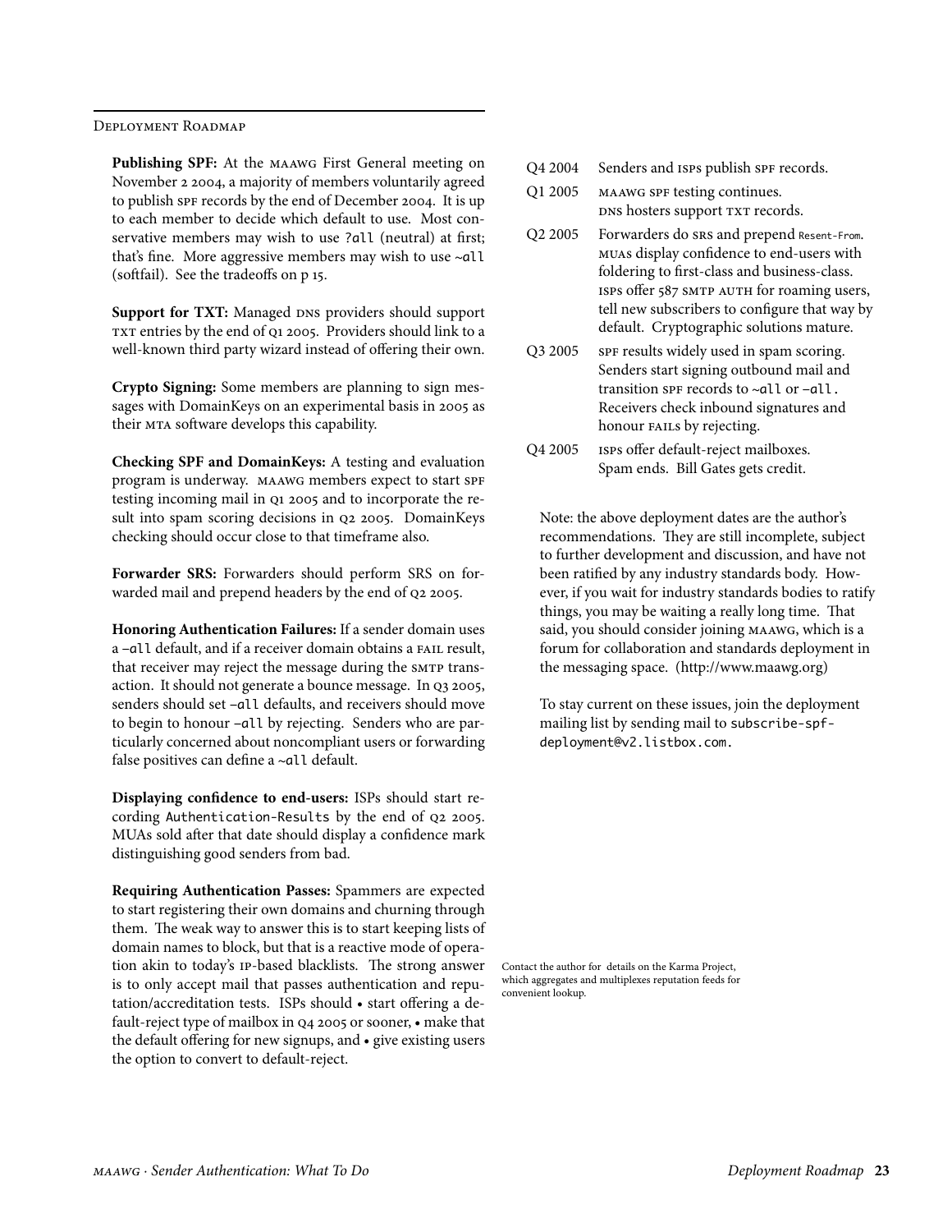## Deployment Roadmap

**Publishing SPF:** At the MAAWG First General meeting on November 2 2004, a majority of members voluntarily agreed to publish SPF records by the end of December 2004. It is up to each member to decide which default to use. Most conservative members may wish to use `?all` (neutral) at first; that's fine. More aggressive members may wish to use `~all` (softfail). See the tradeoffs on p 15.

**Support for TXT:** Managed DNS providers should support TXT entries by the end of Q1 2005. Providers should link to a well-known third party wizard instead of offering their own.

**Crypto Signing:** Some members are planning to sign messages with DomainKeys on an experimental basis in 2005 as their MTA software develops this capability.

**Checking SPF and DomainKeys:** A testing and evaluation program is underway. MAAWG members expect to start SPF testing incoming mail in Q1 2005 and to incorporate the result into spam scoring decisions in Q2 2005. DomainKeys checking should occur close to that timeframe also.

**Forwarder SRS:** Forwarders should perform SRS on forwarded mail and prepend headers by the end of Q2 2005.

**Honoring Authentication Failures:** If a sender domain uses a `–all` default, and if a receiver domain obtains a FAIL result, that receiver may reject the message during the SMTP transaction. It should not generate a bounce message. In Q3 2005, senders should set `–all` defaults, and receivers should move to begin to honour `–all` by rejecting. Senders who are particularly concerned about noncompliant users or forwarding false positives can define a `~all` default.

**Displaying confidence to end-users:** ISPs should start recording `Authentication-Results` by the end of Q2 2005. MUAs sold after that date should display a confidence mark distinguishing good senders from bad.

**Requiring Authentication Passes:** Spammers are expected to start registering their own domains and churning through them. The weak way to answer this is to start keeping lists of domain names to block, but that is a reactive mode of operation akin to today's IP-based blacklists. The strong answer is to only accept mail that passes authentication and reputation/accreditation tests. ISPs should • start offering a default-reject type of mailbox in Q4 2005 or sooner, • make that the default offering for new signups, and • give existing users the option to convert to default-reject.

| | |
|---|---|
| Q4 2004 | Senders and ISPs publish SPF records. |
| Q1 2005 | MAAWG SPF testing continues. DNS hosters support TXT records. |
| Q2 2005 | Forwarders do SRS and prepend `Resent-From`. MUAs display confidence to end-users with foldering to first-class and business-class. ISPs offer 587 SMTP AUTH for roaming users, tell new subscribers to configure that way by default. Cryptographic solutions mature. |
| Q3 2005 | SPF results widely used in spam scoring. Senders start signing outbound mail and transition SPF records to `~all` or `–all`. Receivers check inbound signatures and honour FAILs by rejecting. |
| Q4 2005 | ISPs offer default-reject mailboxes. Spam ends. Bill Gates gets credit. |

Note: the above deployment dates are the author's recommendations. They are still incomplete, subject to further development and discussion, and have not been ratified by any industry standards body. However, if you wait for industry standards bodies to ratify things, you may be waiting a really long time. That said, you should consider joining MAAWG, which is a forum for collaboration and standards deployment in the messaging space. (http://www.maawg.org)

To stay current on these issues, join the deployment mailing list by sending mail to `subscribe-spf-deployment@v2.listbox.com`.

Contact the author for details on the Karma Project, which aggregates and multiplexes reputation feeds for convenient lookup.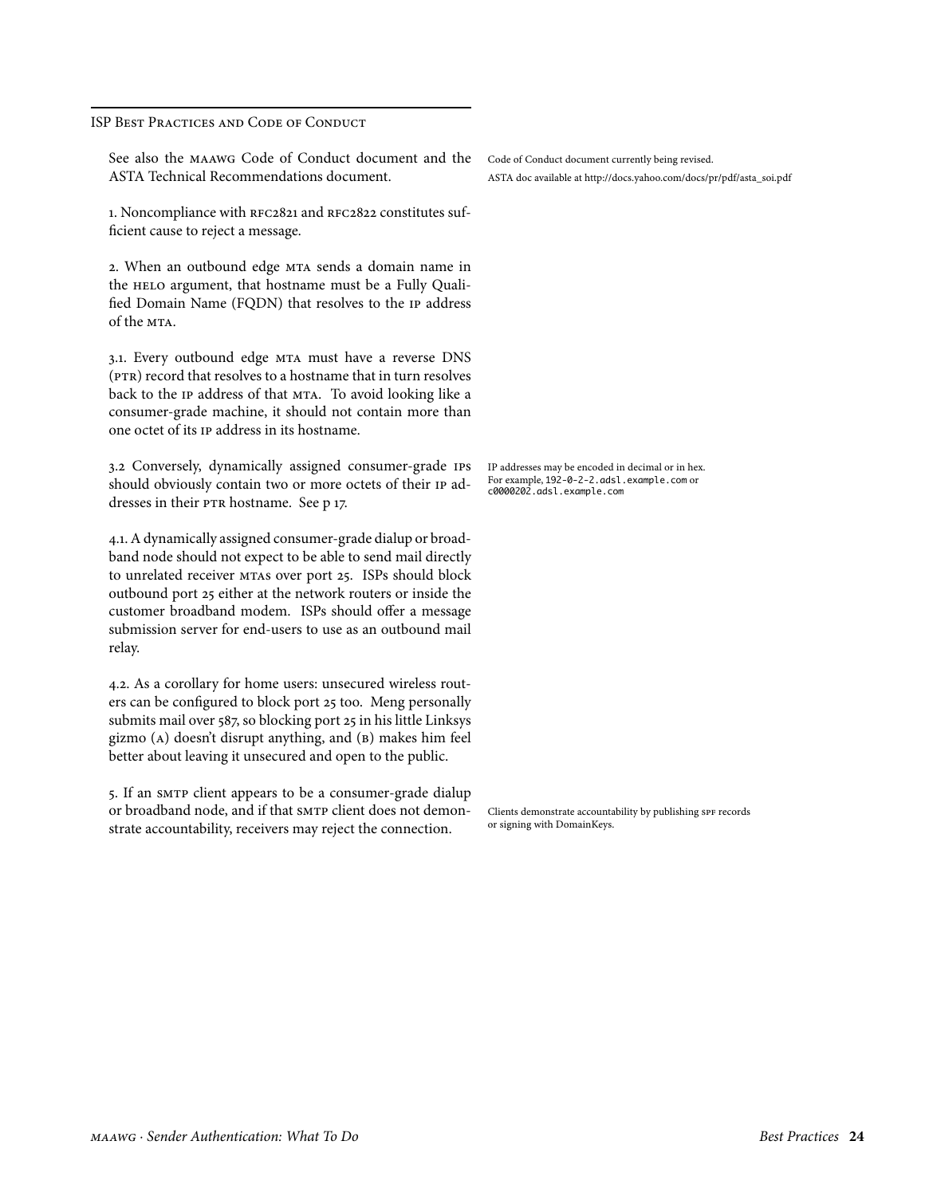## ISP Best Practices and Code of Conduct

See also the MAAWG Code of Conduct document and the ASTA Technical Recommendations document.

Code of Conduct document currently being revised.

ASTA doc available at http://docs.yahoo.com/docs/pr/pdf/asta_soi.pdf

1. Noncompliance with RFC2821 and RFC2822 constitutes sufficient cause to reject a message.

2. When an outbound edge MTA sends a domain name in the HELO argument, that hostname must be a Fully Qualified Domain Name (FQDN) that resolves to the IP address of the MTA.

3.1. Every outbound edge MTA must have a reverse DNS (PTR) record that resolves to a hostname that in turn resolves back to the IP address of that MTA. To avoid looking like a consumer-grade machine, it should not contain more than one octet of its IP address in its hostname.

3.2 Conversely, dynamically assigned consumer-grade IPs should obviously contain two or more octets of their IP addresses in their PTR hostname. See p 17.

IP addresses may be encoded in decimal or in hex. For example, `192-0-2-2.adsl.example.com` or `c0000202.adsl.example.com`

4.1. A dynamically assigned consumer-grade dialup or broadband node should not expect to be able to send mail directly to unrelated receiver MTAs over port 25. ISPs should block outbound port 25 either at the network routers or inside the customer broadband modem. ISPs should offer a message submission server for end-users to use as an outbound mail relay.

4.2. As a corollary for home users: unsecured wireless routers can be configured to block port 25 too. Meng personally submits mail over 587, so blocking port 25 in his little Linksys gizmo (A) doesn't disrupt anything, and (B) makes him feel better about leaving it unsecured and open to the public.

5. If an SMTP client appears to be a consumer-grade dialup or broadband node, and if that SMTP client does not demonstrate accountability, receivers may reject the connection.

Clients demonstrate accountability by publishing SPF records or signing with DomainKeys.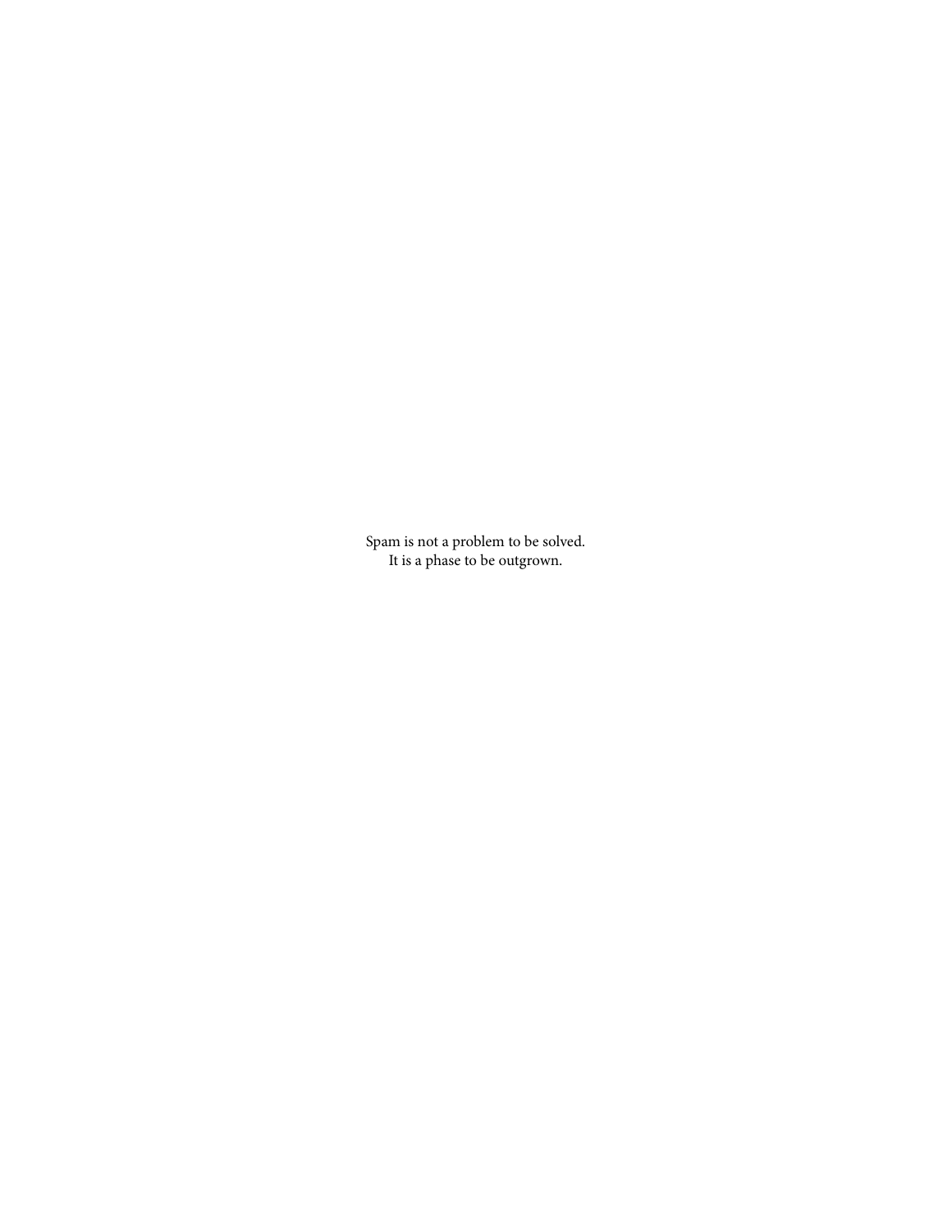Spam is not a problem to be solved.
It is a phase to be outgrown.